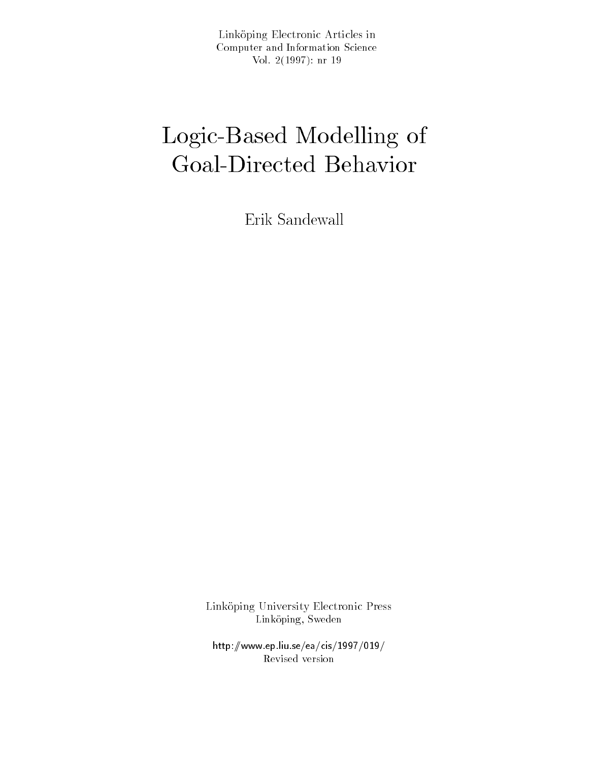Linköping Electronic Articles in
Computer and Information Science
Vol. 2(1997): nr 19

# Logic-Based Modelling of Goal-Directed Behavior

Erik Sandewall

Linköping University Electronic Press
Linköping, Sweden

http://www.ep.liu.se/ea/cis/1997/019/
Revised version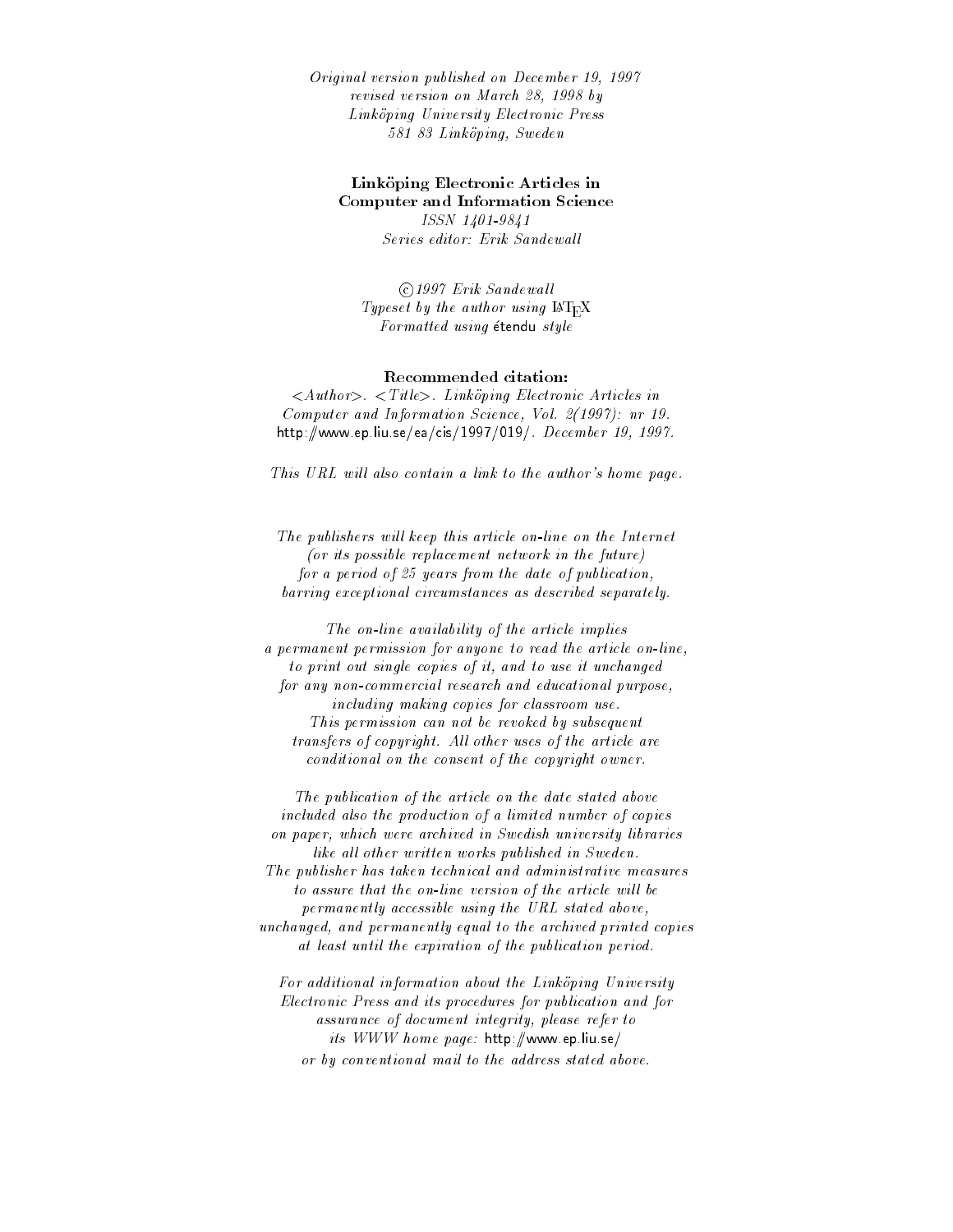*Original version published on December 19, 1997*
*revised version on March 28, 1998 by*
*Linköping University Electronic Press*
*581 83 Linköping, Sweden*

**Linköping Electronic Articles in**
**Computer and Information Science**
*ISSN 1401-9841*
*Series editor: Erik Sandewall*

*©1997 Erik Sandewall*
*Typeset by the author using LaTeX*
*Formatted using* étendu *style*

**Recommended citation:**
*<Author>. <Title>. Linköping Electronic Articles in Computer and Information Science, Vol. 2(1997): nr 19.* http://www.ep.liu.se/ea/cis/1997/019/. *December 19, 1997.*

*This URL will also contain a link to the author's home page.*

*The publishers will keep this article on-line on the Internet (or its possible replacement network in the future) for a period of 25 years from the date of publication, barring exceptional circumstances as described separately.*

*The on-line availability of the article implies a permanent permission for anyone to read the article on-line, to print out single copies of it, and to use it unchanged for any non-commercial research and educational purpose, including making copies for classroom use. This permission can not be revoked by subsequent transfers of copyright. All other uses of the article are conditional on the consent of the copyright owner.*

*The publication of the article on the date stated above included also the production of a limited number of copies on paper, which were archived in Swedish university libraries like all other written works published in Sweden. The publisher has taken technical and administrative measures to assure that the on-line version of the article will be permanently accessible using the URL stated above, unchanged, and permanently equal to the archived printed copies at least until the expiration of the publication period.*

*For additional information about the Linköping University Electronic Press and its procedures for publication and for assurance of document integrity, please refer to its WWW home page:* http://www.ep.liu.se/ *or by conventional mail to the address stated above.*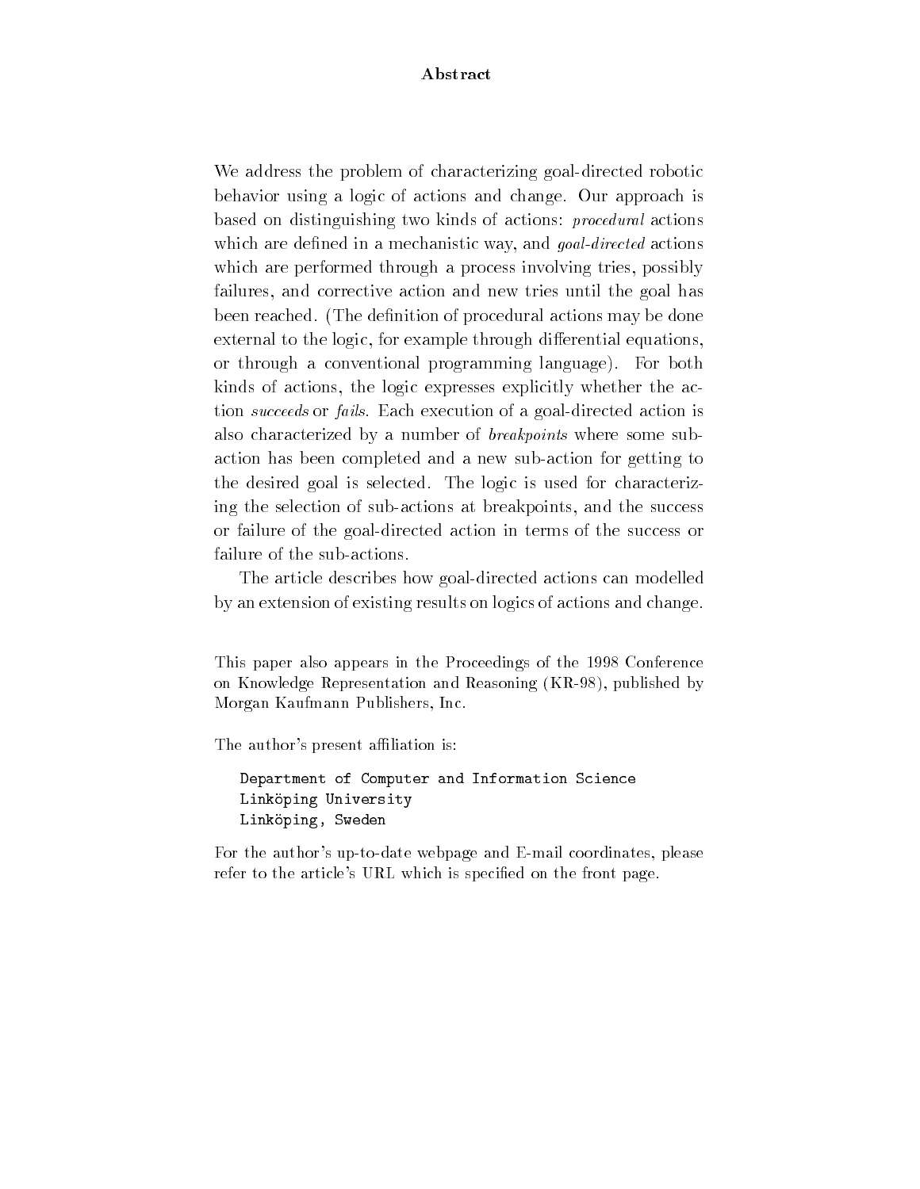## Abstract

We address the problem of characterizing goal-directed robotic behavior using a logic of actions and change. Our approach is based on distinguishing two kinds of actions: *procedural* actions which are defined in a mechanistic way, and *goal-directed* actions which are performed through a process involving tries, possibly failures, and corrective action and new tries until the goal has been reached. (The definition of procedural actions may be done external to the logic, for example through differential equations, or through a conventional programming language). For both kinds of actions, the logic expresses explicitly whether the action *succeeds* or *fails*. Each execution of a goal-directed action is also characterized by a number of *breakpoints* where some sub-action has been completed and a new sub-action for getting to the desired goal is selected. The logic is used for characterizing the selection of sub-actions at breakpoints, and the success or failure of the goal-directed action in terms of the success or failure of the sub-actions.

The article describes how goal-directed actions can modelled by an extension of existing results on logics of actions and change.

This paper also appears in the Proceedings of the 1998 Conference on Knowledge Representation and Reasoning (KR-98), published by Morgan Kaufmann Publishers, Inc.

The author's present affiliation is:

```
Department of Computer and Information Science
Linköping University
Linköping, Sweden
```

For the author's up-to-date webpage and E-mail coordinates, please refer to the article's URL which is specified on the front page.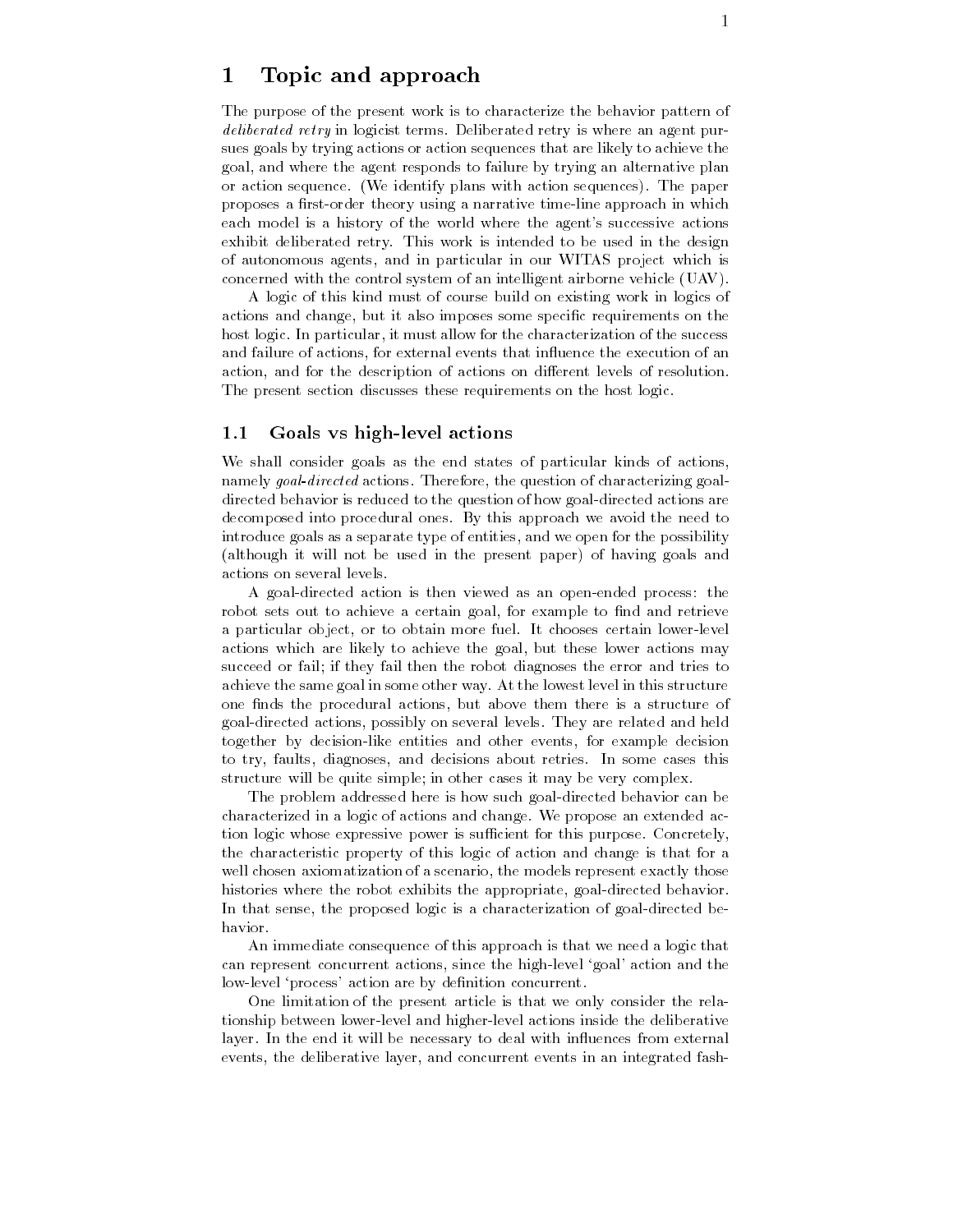# 1 Topic and approach

The purpose of the present work is to characterize the behavior pattern of *deliberated retry* in logicist terms. Deliberated retry is where an agent pursues goals by trying actions or action sequences that are likely to achieve the goal, and where the agent responds to failure by trying an alternative plan or action sequence. (We identify plans with action sequences). The paper proposes a first-order theory using a narrative time-line approach in which each model is a history of the world where the agent's successive actions exhibit deliberated retry. This work is intended to be used in the design of autonomous agents, and in particular in our WITAS project which is concerned with the control system of an intelligent airborne vehicle (UAV).

A logic of this kind must of course build on existing work in logics of actions and change, but it also imposes some specific requirements on the host logic. In particular, it must allow for the characterization of the success and failure of actions, for external events that influence the execution of an action, and for the description of actions on different levels of resolution. The present section discusses these requirements on the host logic.

## 1.1 Goals vs high-level actions

We shall consider goals as the end states of particular kinds of actions, namely *goal-directed* actions. Therefore, the question of characterizing goal-directed behavior is reduced to the question of how goal-directed actions are decomposed into procedural ones. By this approach we avoid the need to introduce goals as a separate type of entities, and we open for the possibility (although it will not be used in the present paper) of having goals and actions on several levels.

A goal-directed action is then viewed as an open-ended process: the robot sets out to achieve a certain goal, for example to find and retrieve a particular object, or to obtain more fuel. It chooses certain lower-level actions which are likely to achieve the goal, but these lower actions may succeed or fail; if they fail then the robot diagnoses the error and tries to achieve the same goal in some other way. At the lowest level in this structure one finds the procedural actions, but above them there is a structure of goal-directed actions, possibly on several levels. They are related and held together by decision-like entities and other events, for example decision to try, faults, diagnoses, and decisions about retries. In some cases this structure will be quite simple; in other cases it may be very complex.

The problem addressed here is how such goal-directed behavior can be characterized in a logic of actions and change. We propose an extended action logic whose expressive power is sufficient for this purpose. Concretely, the characteristic property of this logic of action and change is that for a well chosen axiomatization of a scenario, the models represent exactly those histories where the robot exhibits the appropriate, goal-directed behavior. In that sense, the proposed logic is a characterization of goal-directed behavior.

An immediate consequence of this approach is that we need a logic that can represent concurrent actions, since the high-level 'goal' action and the low-level 'process' action are by definition concurrent.

One limitation of the present article is that we only consider the relationship between lower-level and higher-level actions inside the deliberative layer. In the end it will be necessary to deal with influences from external events, the deliberative layer, and concurrent events in an integrated fash-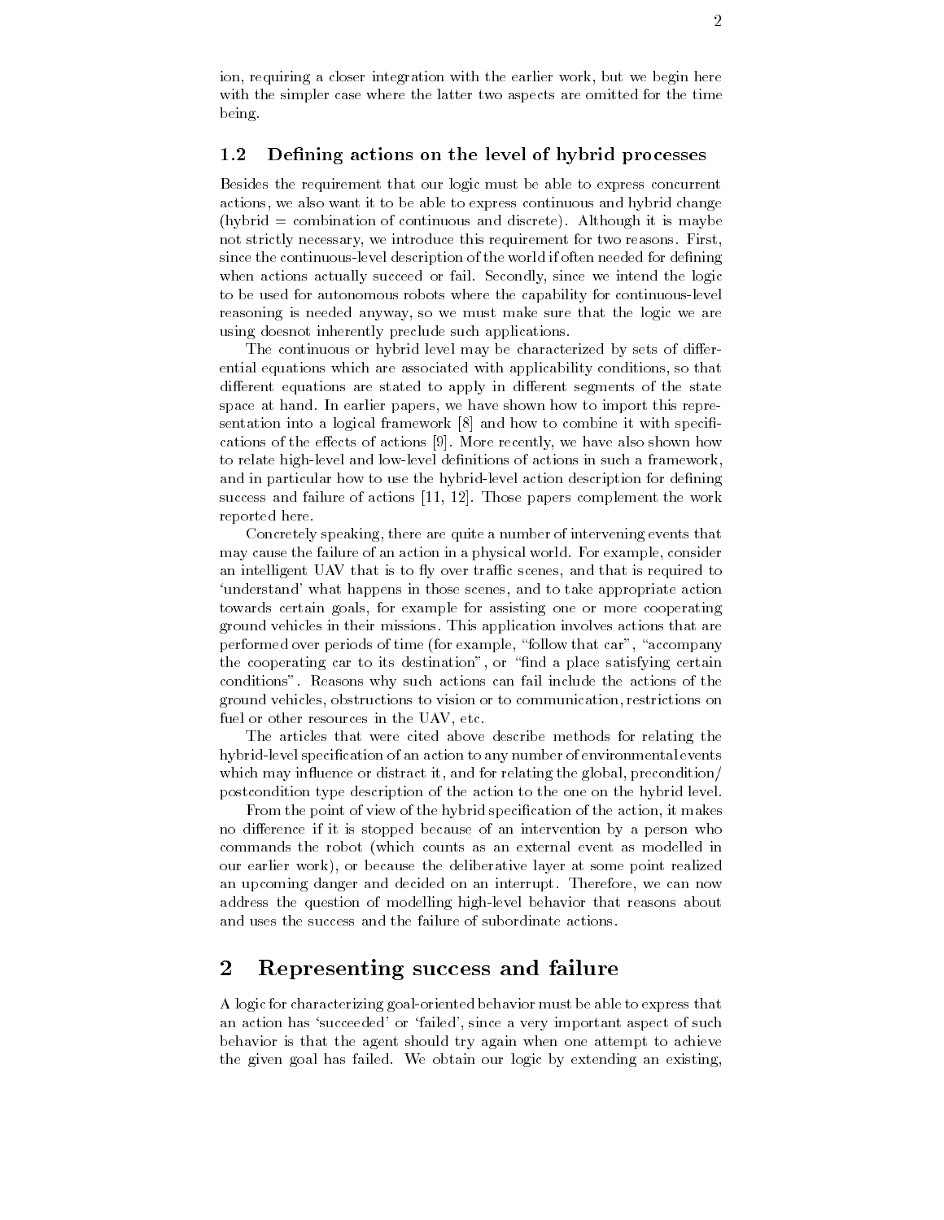ion, requiring a closer integration with the earlier work, but we begin here with the simpler case where the latter two aspects are omitted for the time being.

### 1.2 Defining actions on the level of hybrid processes

Besides the requirement that our logic must be able to express concurrent actions, we also want it to be able to express continuous and hybrid change (hybrid = combination of continuous and discrete). Although it is maybe not strictly necessary, we introduce this requirement for two reasons. First, since the continuous-level description of the world if often needed for defining when actions actually succeed or fail. Secondly, since we intend the logic to be used for autonomous robots where the capability for continuous-level reasoning is needed anyway, so we must make sure that the logic we are using doesnot inherently preclude such applications.

The continuous or hybrid level may be characterized by sets of differential equations which are associated with applicability conditions, so that different equations are stated to apply in different segments of the state space at hand. In earlier papers, we have shown how to import this representation into a logical framework [8] and how to combine it with specifications of the effects of actions [9]. More recently, we have also shown how to relate high-level and low-level definitions of actions in such a framework, and in particular how to use the hybrid-level action description for defining success and failure of actions [11, 12]. Those papers complement the work reported here.

Concretely speaking, there are quite a number of intervening events that may cause the failure of an action in a physical world. For example, consider an intelligent UAV that is to fly over traffic scenes, and that is required to 'understand' what happens in those scenes, and to take appropriate action towards certain goals, for example for assisting one or more cooperating ground vehicles in their missions. This application involves actions that are performed over periods of time (for example, "follow that car", "accompany the cooperating car to its destination", or "find a place satisfying certain conditions". Reasons why such actions can fail include the actions of the ground vehicles, obstructions to vision or to communication, restrictions on fuel or other resources in the UAV, etc.

The articles that were cited above describe methods for relating the hybrid-level specification of an action to any number of environmental events which may influence or distract it, and for relating the global, precondition/postcondition type description of the action to the one on the hybrid level.

From the point of view of the hybrid specification of the action, it makes no difference if it is stopped because of an intervention by a person who commands the robot (which counts as an external event as modelled in our earlier work), or because the deliberative layer at some point realized an upcoming danger and decided on an interrupt. Therefore, we can now address the question of modelling high-level behavior that reasons about and uses the success and the failure of subordinate actions.

## 2 Representing success and failure

A logic for characterizing goal-oriented behavior must be able to express that an action has 'succeeded' or 'failed', since a very important aspect of such behavior is that the agent should try again when one attempt to achieve the given goal has failed. We obtain our logic by extending an existing,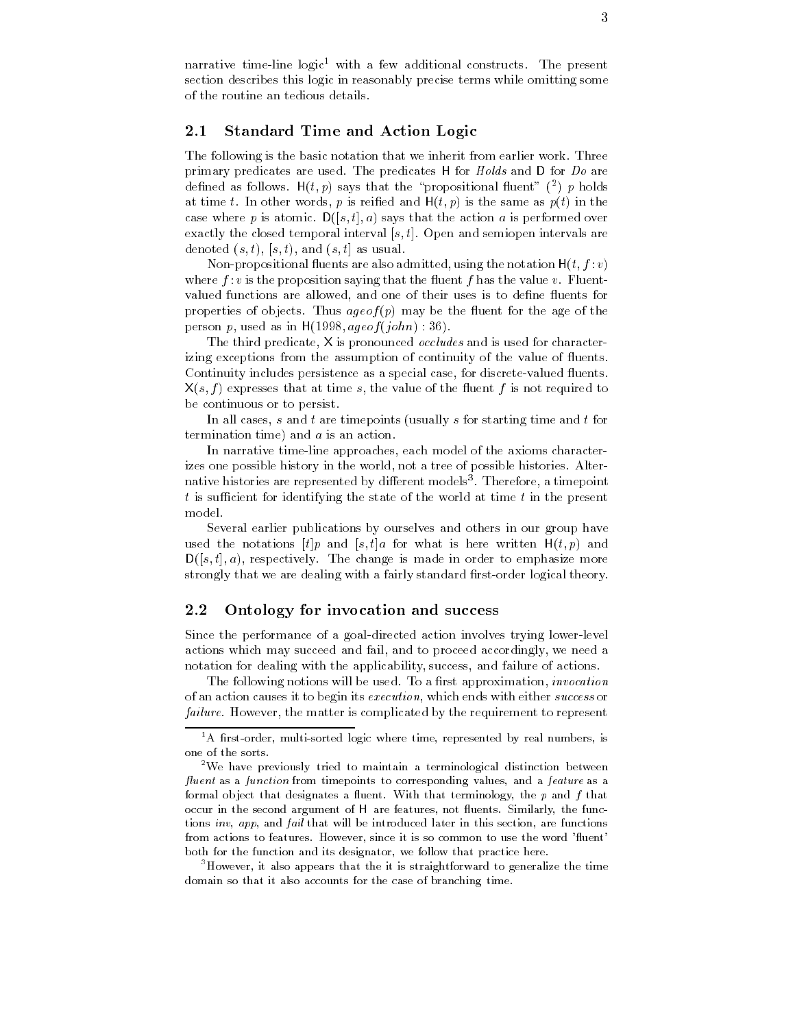narrative time-line logic[1] with a few additional constructs. The present section describes this logic in reasonably precise terms while omitting some of the routine an tedious details.

## 2.1 Standard Time and Action Logic

The following is the basic notation that we inherit from earlier work. Three primary predicates are used. The predicates H for *Holds* and D for *Do* are defined as follows. $\mathsf{H}(t, p)$ says that the "propositional fluent" ([2]) $p$ holds at time $t$. In other words, $p$ is reified and $\mathsf{H}(t, p)$ is the same as $p(t)$ in the case where $p$ is atomic. $\mathsf{D}([s, t], a)$ says that the action $a$ is performed over exactly the closed temporal interval $[s, t]$. Open and semiopen intervals are denoted $(s, t)$, $[s, t)$, and $(s, t]$ as usual.

Non-propositional fluents are also admitted, using the notation $\mathsf{H}(t, f : v)$ where $f : v$ is the proposition saying that the fluent $f$ has the value $v$. Fluent-valued functions are allowed, and one of their uses is to define fluents for properties of objects. Thus $ageof(p)$ may be the fluent for the age of the person $p$, used as in $\mathsf{H}(1998, ageof(john) : 36)$.

The third predicate, X is pronounced *occludes* and is used for characterizing exceptions from the assumption of continuity of the value of fluents. Continuity includes persistence as a special case, for discrete-valued fluents. $\mathsf{X}(s, f)$ expresses that at time $s$, the value of the fluent $f$ is not required to be continuous or to persist.

In all cases, $s$ and $t$ are timepoints (usually $s$ for starting time and $t$ for termination time) and $a$ is an action.

In narrative time-line approaches, each model of the axioms characterizes one possible history in the world, not a tree of possible histories. Alternative histories are represented by different models[3]. Therefore, a timepoint $t$ is sufficient for identifying the state of the world at time $t$ in the present model.

Several earlier publications by ourselves and others in our group have used the notations $[t]p$ and $[s, t]a$ for what is here written $\mathsf{H}(t, p)$ and $\mathsf{D}([s, t], a)$, respectively. The change is made in order to emphasize more strongly that we are dealing with a fairly standard first-order logical theory.

## 2.2 Ontology for invocation and success

Since the performance of a goal-directed action involves trying lower-level actions which may succeed and fail, and to proceed accordingly, we need a notation for dealing with the applicability, success, and failure of actions.

The following notions will be used. To a first approximation, *invocation* of an action causes it to begin its *execution*, which ends with either *success* or *failure*. However, the matter is complicated by the requirement to represent

---

[1] A first-order, multi-sorted logic where time, represented by real numbers, is one of the sorts.

[2] We have previously tried to maintain a terminological distinction between *fluent* as a *function* from timepoints to corresponding values, and a *feature* as a formal object that designates a fluent. With that terminology, the $p$ and $f$ that occur in the second argument of H are features, not fluents. Similarly, the functions *inv*, *app*, and *fail* that will be introduced later in this section, are functions from actions to features. However, since it is so common to use the word 'fluent' both for the function and its designator, we follow that practice here.

[3] However, it also appears that the it is straightforward to generalize the time domain so that it also accounts for the case of branching time.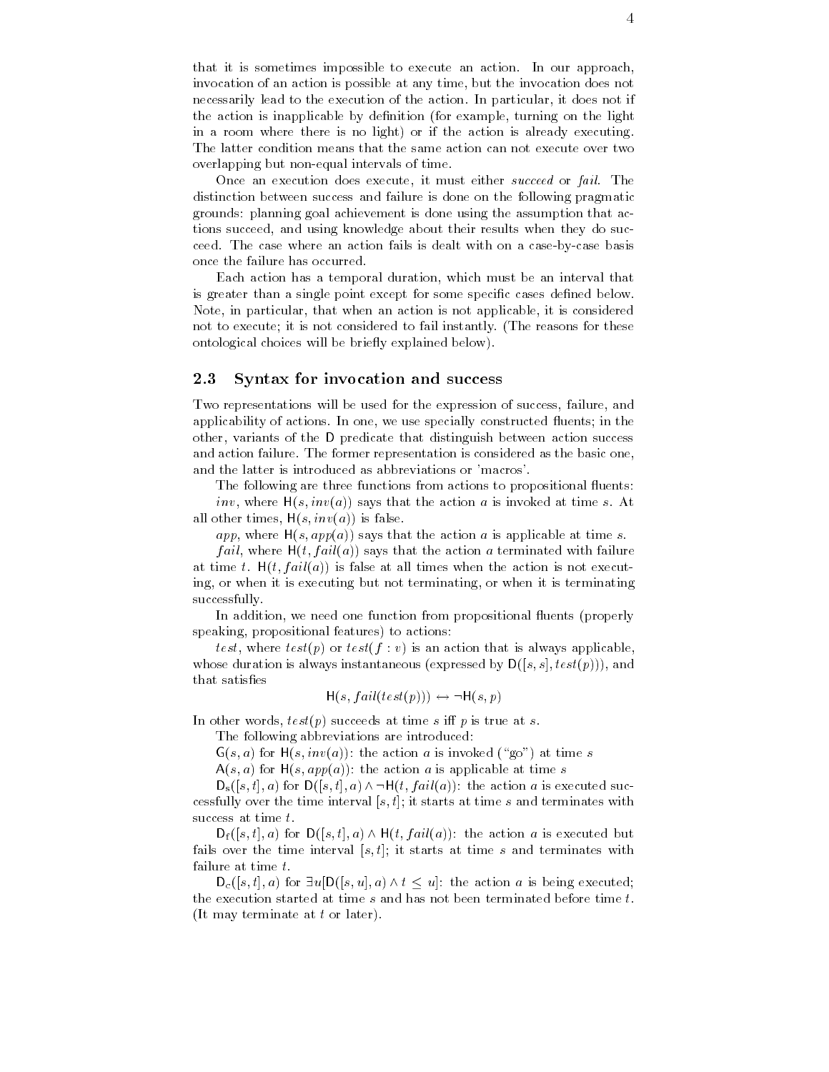that it is sometimes impossible to execute an action. In our approach, invocation of an action is possible at any time, but the invocation does not necessarily lead to the execution of the action. In particular, it does not if the action is inapplicable by definition (for example, turning on the light in a room where there is no light) or if the action is already executing. The latter condition means that the same action can not execute over two overlapping but non-equal intervals of time.

Once an execution does execute, it must either *succeed* or *fail*. The distinction between success and failure is done on the following pragmatic grounds: planning goal achievement is done using the assumption that actions succeed, and using knowledge about their results when they do succeed. The case where an action fails is dealt with on a case-by-case basis once the failure has occurred.

Each action has a temporal duration, which must be an interval that is greater than a single point except for some specific cases defined below. Note, in particular, that when an action is not applicable, it is considered not to execute; it is not considered to fail instantly. (The reasons for these ontological choices will be briefly explained below).

## 2.3 Syntax for invocation and success

Two representations will be used for the expression of success, failure, and applicability of actions. In one, we use specially constructed fluents; in the other, variants of the $\mathsf{D}$ predicate that distinguish between action success and action failure. The former representation is considered as the basic one, and the latter is introduced as abbreviations or 'macros'.

The following are three functions from actions to propositional fluents:

$inv$, where $\mathsf{H}(s, inv(a))$ says that the action $a$ is invoked at time $s$. At all other times, $\mathsf{H}(s, inv(a))$ is false.

$app$, where $\mathsf{H}(s, app(a))$ says that the action $a$ is applicable at time $s$.

$fail$, where $\mathsf{H}(t, fail(a))$ says that the action $a$ terminated with failure at time $t$. $\mathsf{H}(t, fail(a))$ is false at all times when the action is not executing, or when it is executing but not terminating, or when it is terminating successfully.

In addition, we need one function from propositional fluents (properly speaking, propositional features) to actions:

$test$, where $test(p)$ or $test(f : v)$ is an action that is always applicable, whose duration is always instantaneous (expressed by $\mathsf{D}([s, s], test(p))$), and that satisfies

$$\mathsf{H}(s, fail(test(p))) \leftrightarrow \neg\mathsf{H}(s, p)$$

In other words, $test(p)$ succeeds at time $s$ iff $p$ is true at $s$.

The following abbreviations are introduced:

$\mathsf{G}(s, a)$ for $\mathsf{H}(s, inv(a))$: the action $a$ is invoked ("go") at time $s$

$\mathsf{A}(s, a)$ for $\mathsf{H}(s, app(a))$: the action $a$ is applicable at time $s$

$\mathsf{D_s}([s, t], a)$ for $\mathsf{D}([s, t], a) \wedge \neg\mathsf{H}(t, fail(a))$: the action $a$ is executed successfully over the time interval $[s, t]$; it starts at time $s$ and terminates with success at time $t$.

$\mathsf{D_f}([s, t], a)$ for $\mathsf{D}([s, t], a) \wedge \mathsf{H}(t, fail(a))$: the action $a$ is executed but fails over the time interval $[s, t]$; it starts at time $s$ and terminates with failure at time $t$.

$\mathsf{D_c}([s, t], a)$ for $\exists u[\mathsf{D}([s, u], a) \wedge t \leq u]$: the action $a$ is being executed; the execution started at time $s$ and has not been terminated before time $t$. (It may terminate at $t$ or later).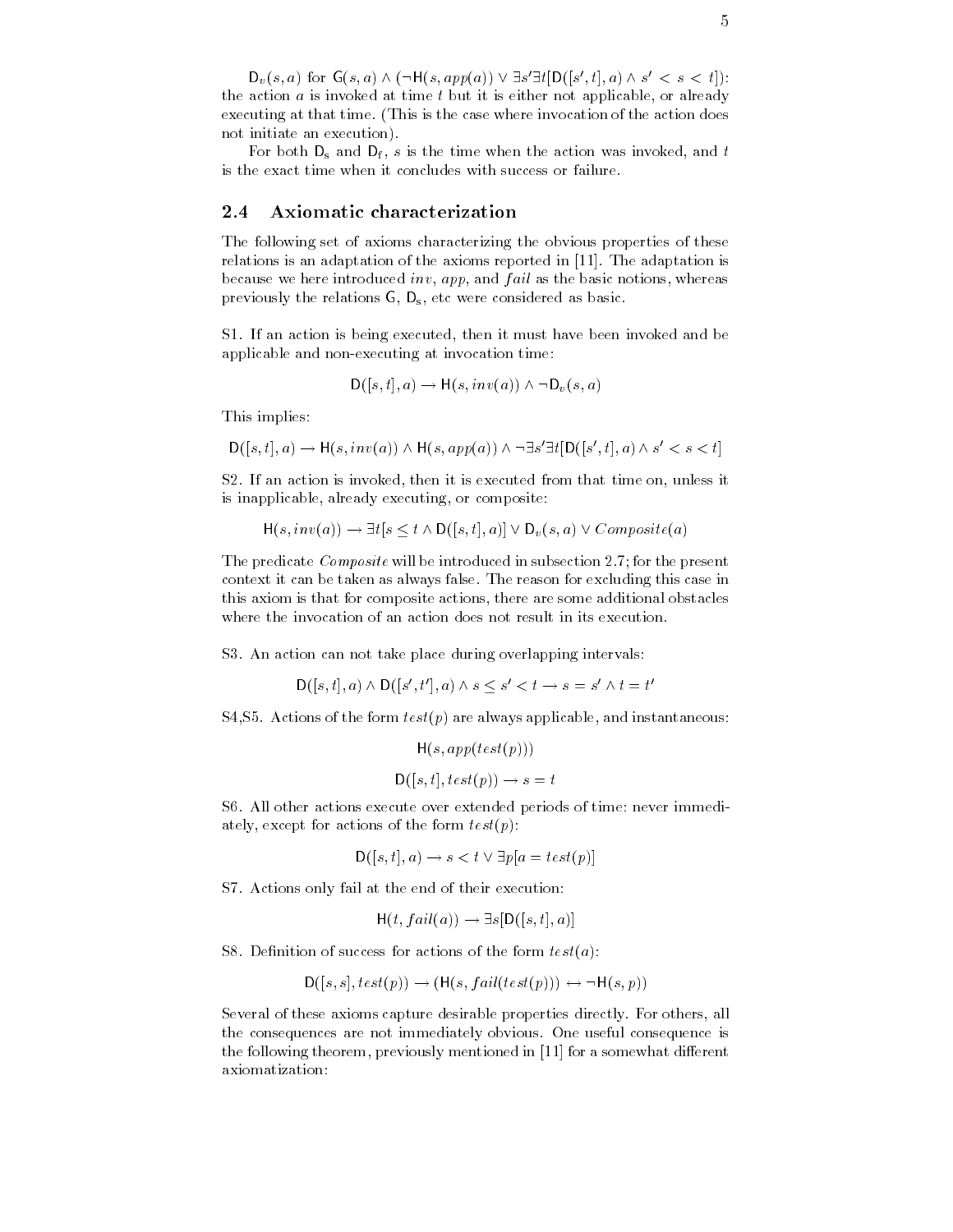$\mathsf{D}_v(s, a)$ for $\mathsf{G}(s, a) \wedge (\neg\mathsf{H}(s, app(a)) \vee \exists s' \exists t[\mathsf{D}([s', t], a) \wedge s' < s < t])$: the action $a$ is invoked at time $t$ but it is either not applicable, or already executing at that time. (This is the case where invocation of the action does not initiate an execution).

For both $\mathsf{D}_s$ and $\mathsf{D}_f$, $s$ is the time when the action was invoked, and $t$ is the exact time when it concludes with success or failure.

### 2.4 Axiomatic characterization

The following set of axioms characterizing the obvious properties of these relations is an adaptation of the axioms reported in [11]. The adaptation is because we here introduced $inv$, $app$, and $fail$ as the basic notions, whereas previously the relations $\mathsf{G}$, $\mathsf{D}_s$, etc were considered as basic.

S1. If an action is being executed, then it must have been invoked and be applicable and non-executing at invocation time:

$$\mathsf{D}([s, t], a) \rightarrow \mathsf{H}(s, inv(a)) \wedge \neg\mathsf{D}_v(s, a)$$

This implies:

$$\mathsf{D}([s, t], a) \rightarrow \mathsf{H}(s, inv(a)) \wedge \mathsf{H}(s, app(a)) \wedge \neg\exists s' \exists t[\mathsf{D}([s', t], a) \wedge s' < s < t]$$

S2. If an action is invoked, then it is executed from that time on, unless it is inapplicable, already executing, or composite:

$$\mathsf{H}(s, inv(a)) \rightarrow \exists t[s \leq t \wedge \mathsf{D}([s, t], a)] \vee \mathsf{D}_v(s, a) \vee Composite(a)$$

The predicate $Composite$ will be introduced in subsection 2.7; for the present context it can be taken as always false. The reason for excluding this case in this axiom is that for composite actions, there are some additional obstacles where the invocation of an action does not result in its execution.

S3. An action can not take place during overlapping intervals:

$$\mathsf{D}([s, t], a) \wedge \mathsf{D}([s', t'], a) \wedge s \leq s' < t \rightarrow s = s' \wedge t = t'$$

S4,S5. Actions of the form $test(p)$ are always applicable, and instantaneous:

$$\mathsf{H}(s, app(test(p)))$$

$$\mathsf{D}([s, t], test(p)) \rightarrow s = t$$

S6. All other actions execute over extended periods of time: never immediately, except for actions of the form $test(p)$:

$$\mathsf{D}([s, t], a) \rightarrow s < t \vee \exists p[a = test(p)]$$

S7. Actions only fail at the end of their execution:

$$\mathsf{H}(t, fail(a)) \rightarrow \exists s[\mathsf{D}([s, t], a)]$$

S8. Definition of success for actions of the form $test(a)$:

$$\mathsf{D}([s, s], test(p)) \rightarrow (\mathsf{H}(s, fail(test(p))) \leftrightarrow \neg\mathsf{H}(s, p))$$

Several of these axioms capture desirable properties directly. For others, all the consequences are not immediately obvious. One useful consequence is the following theorem, previously mentioned in [11] for a somewhat different axiomatization: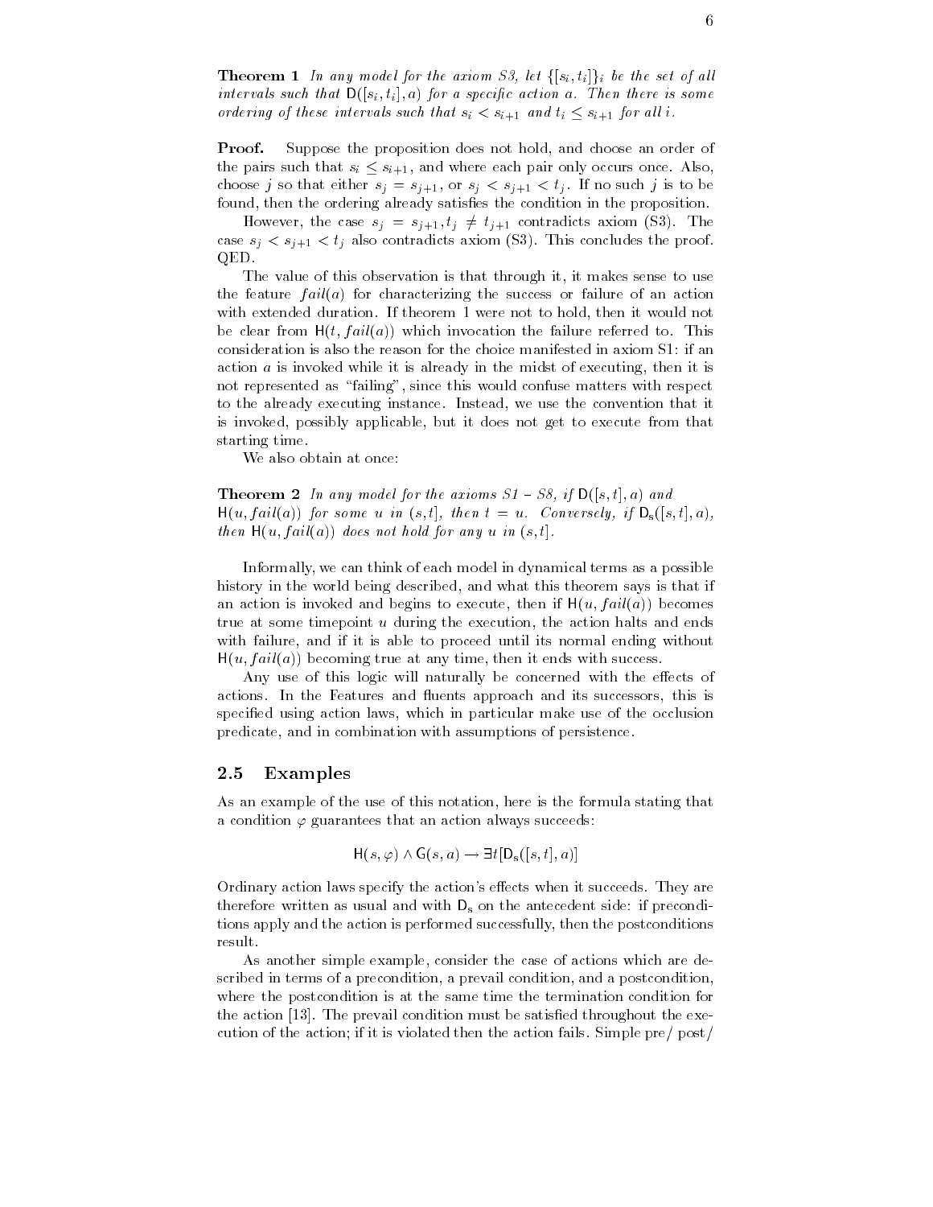**Theorem 1** *In any model for the axiom S3, let $\{[s_i, t_i]\}_i$ be the set of all intervals such that $\mathsf{D}([s_i, t_i], a)$ for a specific action $a$. Then there is some ordering of these intervals such that $s_i < s_{i+1}$ and $t_i \leq s_{i+1}$ for all $i$.*

**Proof.** Suppose the proposition does not hold, and choose an order of the pairs such that $s_i \leq s_{i+1}$, and where each pair only occurs once. Also, choose $j$ so that either $s_j = s_{j+1}$, or $s_j < s_{j+1} < t_j$. If no such $j$ is to be found, then the ordering already satisfies the condition in the proposition.

However, the case $s_j = s_{j+1}, t_j \neq t_{j+1}$ contradicts axiom (S3). The case $s_j < s_{j+1} < t_j$ also contradicts axiom (S3). This concludes the proof. QED.

The value of this observation is that through it, it makes sense to use the feature $fail(a)$ for characterizing the success or failure of an action with extended duration. If theorem 1 were not to hold, then it would not be clear from $\mathsf{H}(t, fail(a))$ which invocation the failure referred to. This consideration is also the reason for the choice manifested in axiom S1: if an action $a$ is invoked while it is already in the midst of executing, then it is not represented as "failing", since this would confuse matters with respect to the already executing instance. Instead, we use the convention that it is invoked, possibly applicable, but it does not get to execute from that starting time.

We also obtain at once:

**Theorem 2** *In any model for the axioms S1 – S8, if $\mathsf{D}([s, t], a)$ and $\mathsf{H}(u, fail(a))$ for some $u$ in $(s, t]$, then $t = u$. Conversely, if $\mathsf{D_s}([s, t], a)$, then $\mathsf{H}(u, fail(a))$ does not hold for any $u$ in $(s, t]$.*

Informally, we can think of each model in dynamical terms as a possible history in the world being described, and what this theorem says is that if an action is invoked and begins to execute, then if $\mathsf{H}(u, fail(a))$ becomes true at some timepoint $u$ during the execution, the action halts and ends with failure, and if it is able to proceed until its normal ending without $\mathsf{H}(u, fail(a))$ becoming true at any time, then it ends with success.

Any use of this logic will naturally be concerned with the effects of actions. In the Features and fluents approach and its successors, this is specified using action laws, which in particular make use of the occlusion predicate, and in combination with assumptions of persistence.

## 2.5 Examples

As an example of the use of this notation, here is the formula stating that a condition $\varphi$ guarantees that an action always succeeds:

$$\mathsf{H}(s, \varphi) \wedge \mathsf{G}(s, a) \rightarrow \exists t[\mathsf{D_s}([s, t], a)]$$

Ordinary action laws specify the action's effects when it succeeds. They are therefore written as usual and with $\mathsf{D_s}$ on the antecedent side: if preconditions apply and the action is performed successfully, then the postconditions result.

As another simple example, consider the case of actions which are described in terms of a precondition, a prevail condition, and a postcondition, where the postcondition is at the same time the termination condition for the action [13]. The prevail condition must be satisfied throughout the execution of the action; if it is violated then the action fails. Simple pre/ post/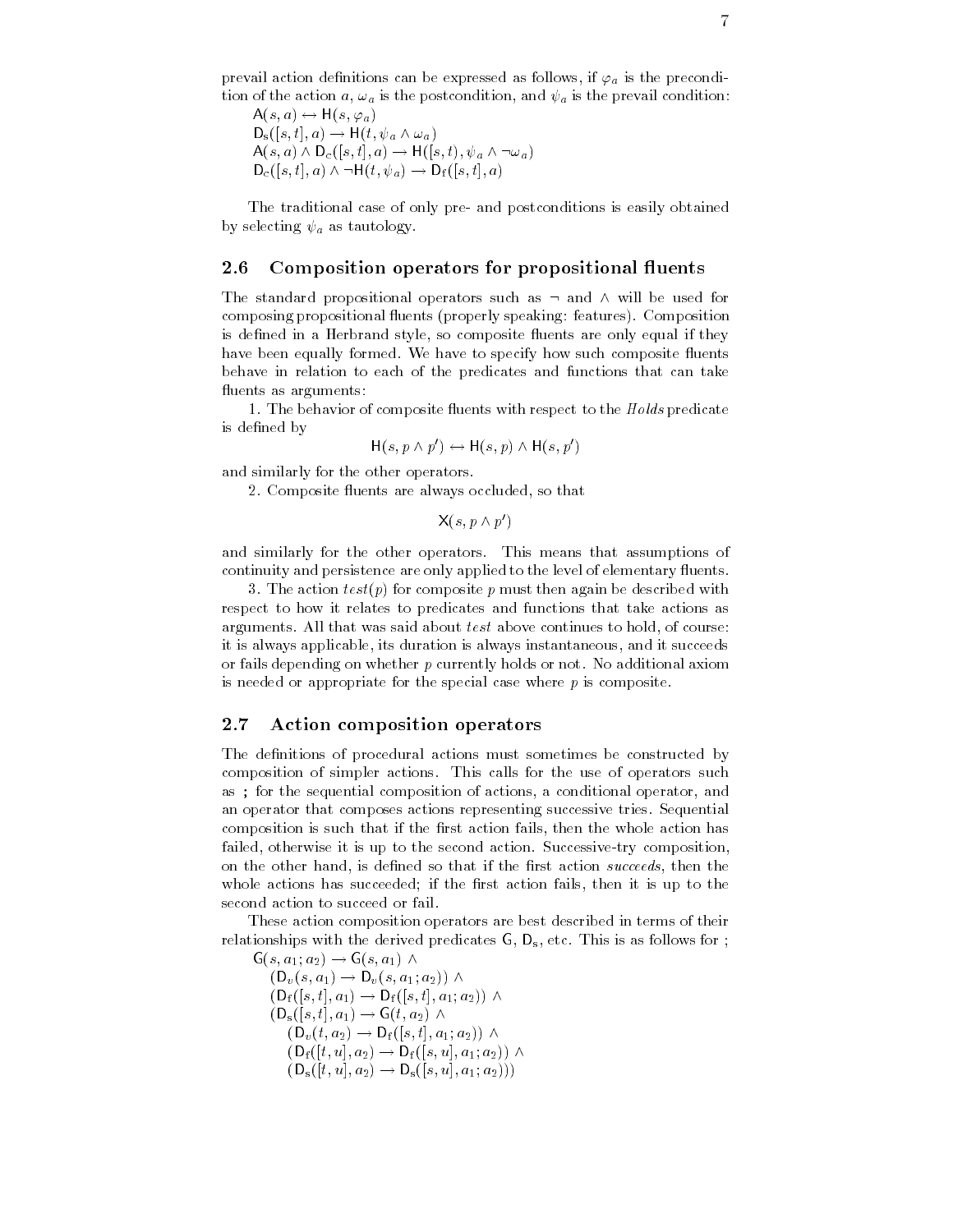prevail action definitions can be expressed as follows, if $\varphi_a$ is the precondition of the action $a$, $\omega_a$ is the postcondition, and $\psi_a$ is the prevail condition:

$$\mathsf{A}(s,a) \leftrightarrow \mathsf{H}(s,\varphi_a)$$
$$\mathsf{D_s}([s,t],a) \rightarrow \mathsf{H}(t,\psi_a \wedge \omega_a)$$
$$\mathsf{A}(s,a) \wedge \mathsf{D_c}([s,t],a) \rightarrow \mathsf{H}([s,t),\psi_a \wedge \neg\omega_a)$$
$$\mathsf{D_c}([s,t],a) \wedge \neg\mathsf{H}(t,\psi_a) \rightarrow \mathsf{D_f}([s,t],a)$$

The traditional case of only pre- and postconditions is easily obtained by selecting $\psi_a$ as tautology.

## 2.6 Composition operators for propositional fluents

The standard propositional operators such as $\neg$ and $\wedge$ will be used for composing propositional fluents (properly speaking: features). Composition is defined in a Herbrand style, so composite fluents are only equal if they have been equally formed. We have to specify how such composite fluents behave in relation to each of the predicates and functions that can take fluents as arguments:

1. The behavior of composite fluents with respect to the *Holds* predicate is defined by

$$\mathsf{H}(s,p \wedge p') \leftrightarrow \mathsf{H}(s,p) \wedge \mathsf{H}(s,p')$$

and similarly for the other operators.

2. Composite fluents are always occluded, so that

$$\mathsf{X}(s,p \wedge p')$$

and similarly for the other operators. This means that assumptions of continuity and persistence are only applied to the level of elementary fluents.

3. The action $test(p)$ for composite $p$ must then again be described with respect to how it relates to predicates and functions that take actions as arguments. All that was said about *test* above continues to hold, of course: it is always applicable, its duration is always instantaneous, and it succeeds or fails depending on whether $p$ currently holds or not. No additional axiom is needed or appropriate for the special case where $p$ is composite.

## 2.7 Action composition operators

The definitions of procedural actions must sometimes be constructed by composition of simpler actions. This calls for the use of operators such as ; for the sequential composition of actions, a conditional operator, and an operator that composes actions representing successive tries. Sequential composition is such that if the first action fails, then the whole action has failed, otherwise it is up to the second action. Successive-try composition, on the other hand, is defined so that if the first action *succeeds*, then the whole actions has succeeded; if the first action fails, then it is up to the second action to succeed or fail.

These action composition operators are best described in terms of their relationships with the derived predicates $\mathsf{G}$, $\mathsf{D_s}$, etc. This is as follows for ;

$$
\begin{aligned}
&\mathsf{G}(s,a_1;a_2) \rightarrow \mathsf{G}(s,a_1) \wedge \\
&\quad (\mathsf{D}_v(s,a_1) \rightarrow \mathsf{D}_v(s,a_1;a_2)) \wedge \\
&\quad (\mathsf{D_f}([s,t],a_1) \rightarrow \mathsf{D_f}([s,t],a_1;a_2)) \wedge \\
&\quad (\mathsf{D_s}([s,t],a_1) \rightarrow \mathsf{G}(t,a_2) \wedge \\
&\qquad (\mathsf{D}_v(t,a_2) \rightarrow \mathsf{D_f}([s,t],a_1;a_2)) \wedge \\
&\qquad (\mathsf{D_f}([t,u],a_2) \rightarrow \mathsf{D_f}([s,u],a_1;a_2)) \wedge \\
&\qquad (\mathsf{D_s}([t,u],a_2) \rightarrow \mathsf{D_s}([s,u],a_1;a_2)))
\end{aligned}
$$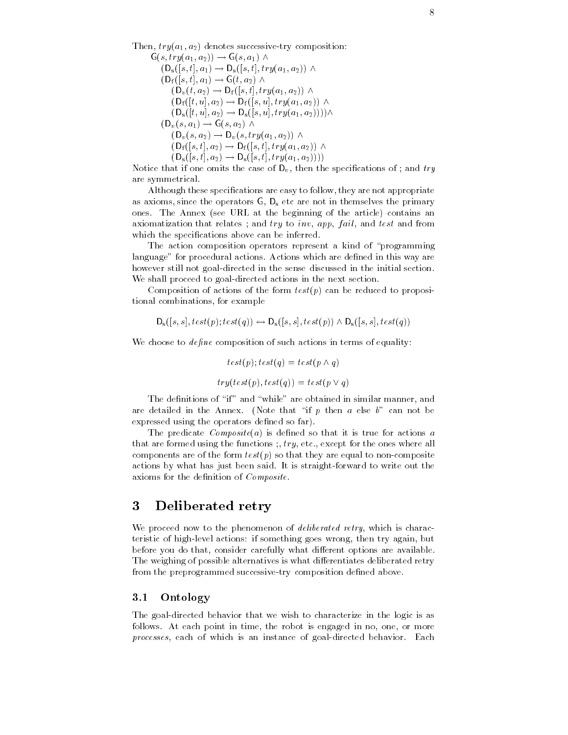Then, $try(a_1, a_2)$ denotes successive-try composition:

$$
\begin{array}{l}
\mathsf{G}(s, try(a_1, a_2)) \rightarrow \mathsf{G}(s, a_1) \wedge \\
\quad (\mathsf{D_s}([s,t], a_1) \rightarrow \mathsf{D_s}([s,t], try(a_1, a_2)) \wedge \\
\quad (\mathsf{D_f}([s,t], a_1) \rightarrow \mathsf{G}(t, a_2) \wedge \\
\quad\quad (\mathsf{D}_v(t, a_2) \rightarrow \mathsf{D_f}([s,t], try(a_1, a_2)) \wedge \\
\quad\quad (\mathsf{D_f}([t,u], a_2) \rightarrow \mathsf{D_f}([s,u], try(a_1, a_2)) \wedge \\
\quad\quad (\mathsf{D_s}([t,u], a_2) \rightarrow \mathsf{D_s}([s,u], try(a_1, a_2)))) \wedge \\
\quad (\mathsf{D}_v(s, a_1) \rightarrow \mathsf{G}(s, a_2) \wedge \\
\quad\quad (\mathsf{D}_v(s, a_2) \rightarrow \mathsf{D}_v(s, try(a_1, a_2)) \wedge \\
\quad\quad (\mathsf{D_f}([s,t], a_2) \rightarrow \mathsf{D_f}([s,t], try(a_1, a_2)) \wedge \\
\quad\quad (\mathsf{D_s}([s,t], a_2) \rightarrow \mathsf{D_s}([s,t], try(a_1, a_2))))
\end{array}
$$

Notice that if one omits the case of $\mathsf{D}_v$, then the specifications of ; and $try$ are symmetrical.

Although these specifications are easy to follow, they are not appropriate as axioms, since the operators $\mathsf{G}$, $\mathsf{D_s}$ etc are not in themselves the primary ones. The Annex (see URL at the beginning of the article) contains an axiomatization that relates ; and $try$ to $inv$, $app$, $fail$, and $test$ and from which the specifications above can be inferred.

The action composition operators represent a kind of "programming language" for procedural actions. Actions which are defined in this way are however still not goal-directed in the sense discussed in the initial section. We shall proceed to goal-directed actions in the next section.

Composition of actions of the form $test(p)$ can be reduced to propositional combinations, for example

$$\mathsf{D_s}([s,s], test(p); test(q)) \leftrightarrow \mathsf{D_s}([s,s], test(p)) \wedge \mathsf{D_s}([s,s], test(q))$$

We choose to *define* composition of such actions in terms of equality:

$$test(p); test(q) = test(p \wedge q)$$

$$try(test(p), test(q)) = test(p \vee q)$$

The definitions of "if" and "while" are obtained in similar manner, and are detailed in the Annex. (Note that "if $p$ then $a$ else $b$" can not be expressed using the operators defined so far).

The predicate $Composite(a)$ is defined so that it is true for actions $a$ that are formed using the functions ;, $try$, etc., except for the ones where all components are of the form $test(p)$ so that they are equal to non-composite actions by what has just been said. It is straight-forward to write out the axioms for the definition of $Composite$.

# 3 Deliberated retry

We proceed now to the phenomenon of *deliberated retry*, which is characteristic of high-level actions: if something goes wrong, then try again, but before you do that, consider carefully what different options are available. The weighing of possible alternatives is what differentiates deliberated retry from the preprogrammed successive-try composition defined above.

## 3.1 Ontology

The goal-directed behavior that we wish to characterize in the logic is as follows. At each point in time, the robot is engaged in no, one, or more *processes*, each of which is an instance of goal-directed behavior. Each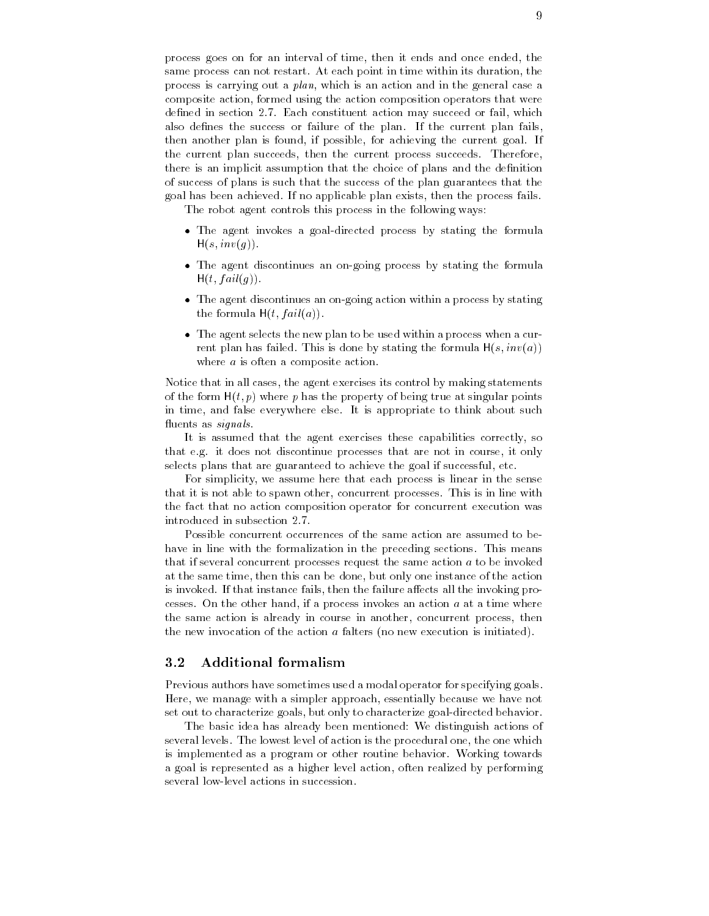process goes on for an interval of time, then it ends and once ended, the same process can not restart. At each point in time within its duration, the process is carrying out a *plan*, which is an action and in the general case a composite action, formed using the action composition operators that were defined in section 2.7. Each constituent action may succeed or fail, which also defines the success or failure of the plan. If the current plan fails, then another plan is found, if possible, for achieving the current goal. If the current plan succeeds, then the current process succeeds. Therefore, there is an implicit assumption that the choice of plans and the definition of success of plans is such that the success of the plan guarantees that the goal has been achieved. If no applicable plan exists, then the process fails.

The robot agent controls this process in the following ways:

- The agent invokes a goal-directed process by stating the formula $\mathsf{H}(s, inv(g))$.
- The agent discontinues an on-going process by stating the formula $\mathsf{H}(t, fail(g))$.
- The agent discontinues an on-going action within a process by stating the formula $\mathsf{H}(t, fail(a))$.
- The agent selects the new plan to be used within a process when a current plan has failed. This is done by stating the formula $\mathsf{H}(s, inv(a))$ where $a$ is often a composite action.

Notice that in all cases, the agent exercises its control by making statements of the form $\mathsf{H}(t, p)$ where $p$ has the property of being true at singular points in time, and false everywhere else. It is appropriate to think about such fluents as *signals*.

It is assumed that the agent exercises these capabilities correctly, so that e.g. it does not discontinue processes that are not in course, it only selects plans that are guaranteed to achieve the goal if successful, etc.

For simplicity, we assume here that each process is linear in the sense that it is not able to spawn other, concurrent processes. This is in line with the fact that no action composition operator for concurrent execution was introduced in subsection 2.7.

Possible concurrent occurrences of the same action are assumed to behave in line with the formalization in the preceding sections. This means that if several concurrent processes request the same action $a$ to be invoked at the same time, then this can be done, but only one instance of the action is invoked. If that instance fails, then the failure affects all the invoking processes. On the other hand, if a process invokes an action $a$ at a time where the same action is already in course in another, concurrent process, then the new invocation of the action $a$ falters (no new execution is initiated).

## 3.2 Additional formalism

Previous authors have sometimes used a modal operator for specifying goals. Here, we manage with a simpler approach, essentially because we have not set out to characterize goals, but only to characterize goal-directed behavior.

The basic idea has already been mentioned: We distinguish actions of several levels. The lowest level of action is the procedural one, the one which is implemented as a program or other routine behavior. Working towards a goal is represented as a higher level action, often realized by performing several low-level actions in succession.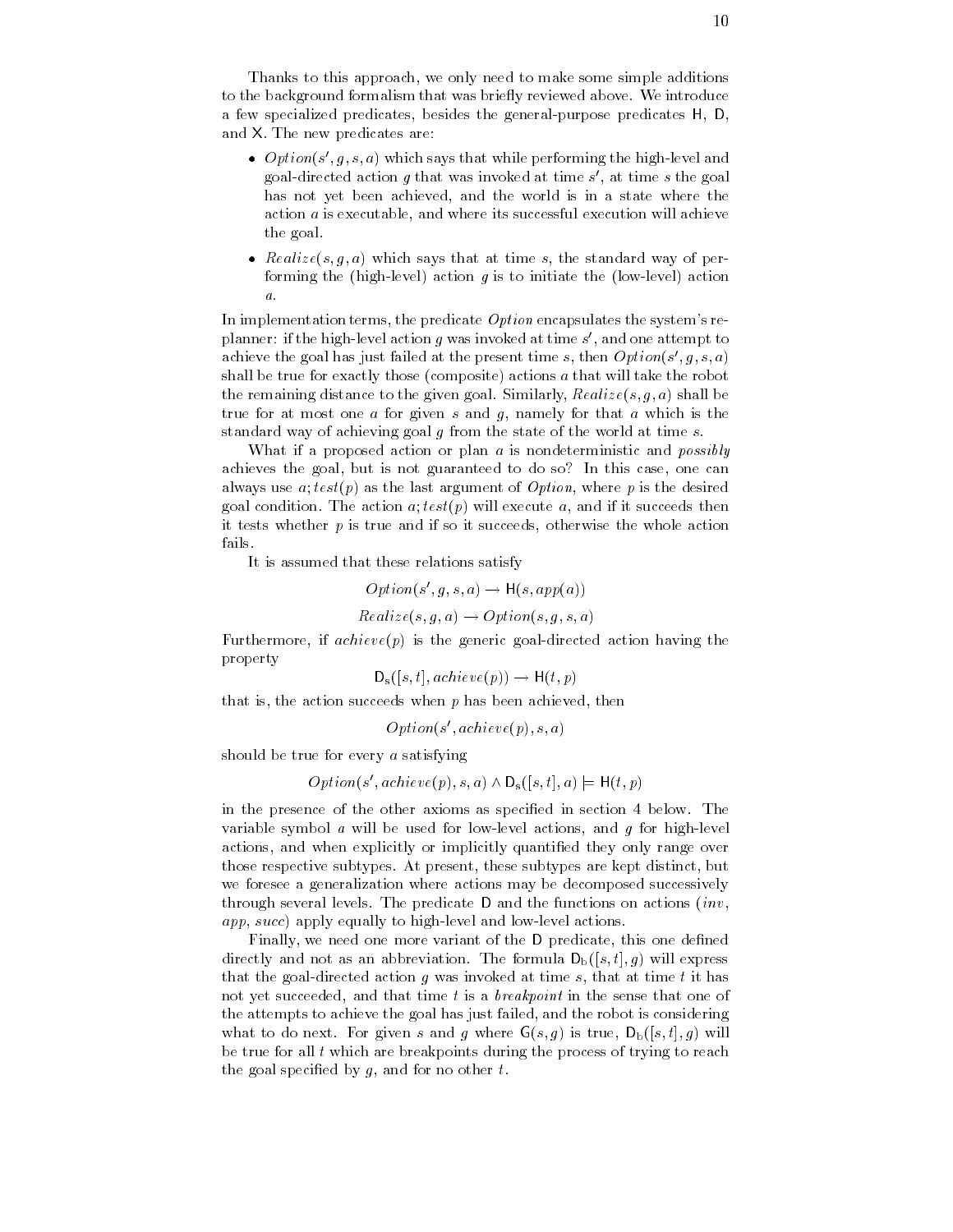Thanks to this approach, we only need to make some simple additions to the background formalism that was briefly reviewed above. We introduce a few specialized predicates, besides the general-purpose predicates $\mathsf{H}$, $\mathsf{D}$, and $\mathsf{X}$. The new predicates are:

- $Option(s', g, s, a)$ which says that while performing the high-level and goal-directed action $g$ that was invoked at time $s'$, at time $s$ the goal has not yet been achieved, and the world is in a state where the action $a$ is executable, and where its successful execution will achieve the goal.
- $Realize(s, g, a)$ which says that at time $s$, the standard way of performing the (high-level) action $g$ is to initiate the (low-level) action $a$.

In implementation terms, the predicate *Option* encapsulates the system's re-planner: if the high-level action $g$ was invoked at time $s'$, and one attempt to achieve the goal has just failed at the present time $s$, then $Option(s', g, s, a)$ shall be true for exactly those (composite) actions $a$ that will take the robot the remaining distance to the given goal. Similarly, $Realize(s, g, a)$ shall be true for at most one $a$ for given $s$ and $g$, namely for that $a$ which is the standard way of achieving goal $g$ from the state of the world at time $s$.

What if a proposed action or plan $a$ is nondeterministic and *possibly* achieves the goal, but is not guaranteed to do so? In this case, one can always use $a; test(p)$ as the last argument of *Option*, where $p$ is the desired goal condition. The action $a; test(p)$ will execute $a$, and if it succeeds then it tests whether $p$ is true and if so it succeeds, otherwise the whole action fails.

It is assumed that these relations satisfy

$$Option(s', g, s, a) \rightarrow \mathsf{H}(s, app(a))$$

$$Realize(s, g, a) \rightarrow Option(s, g, s, a)$$

Furthermore, if $achieve(p)$ is the generic goal-directed action having the property

$$\mathsf{D}_{\mathrm{s}}([s, t], achieve(p)) \rightarrow \mathsf{H}(t, p)$$

that is, the action succeeds when $p$ has been achieved, then

$$Option(s', achieve(p), s, a)$$

should be true for every $a$ satisfying

$$Option(s', achieve(p), s, a) \wedge \mathsf{D}_{\mathrm{s}}([s, t], a) \models \mathsf{H}(t, p)$$

in the presence of the other axioms as specified in section 4 below. The variable symbol $a$ will be used for low-level actions, and $g$ for high-level actions, and when explicitly or implicitly quantified they only range over those respective subtypes. At present, these subtypes are kept distinct, but we foresee a generalization where actions may be decomposed successively through several levels. The predicate $\mathsf{D}$ and the functions on actions ($inv$, $app$, $succ$) apply equally to high-level and low-level actions.

Finally, we need one more variant of the $\mathsf{D}$ predicate, this one defined directly and not as an abbreviation. The formula $\mathsf{D}_{\mathrm{b}}([s, t], g)$ will express that the goal-directed action $g$ was invoked at time $s$, that at time $t$ it has not yet succeeded, and that time $t$ is a *breakpoint* in the sense that one of the attempts to achieve the goal has just failed, and the robot is considering what to do next. For given $s$ and $g$ where $\mathsf{G}(s, g)$ is true, $\mathsf{D}_{\mathrm{b}}([s, t], g)$ will be true for all $t$ which are breakpoints during the process of trying to reach the goal specified by $g$, and for no other $t$.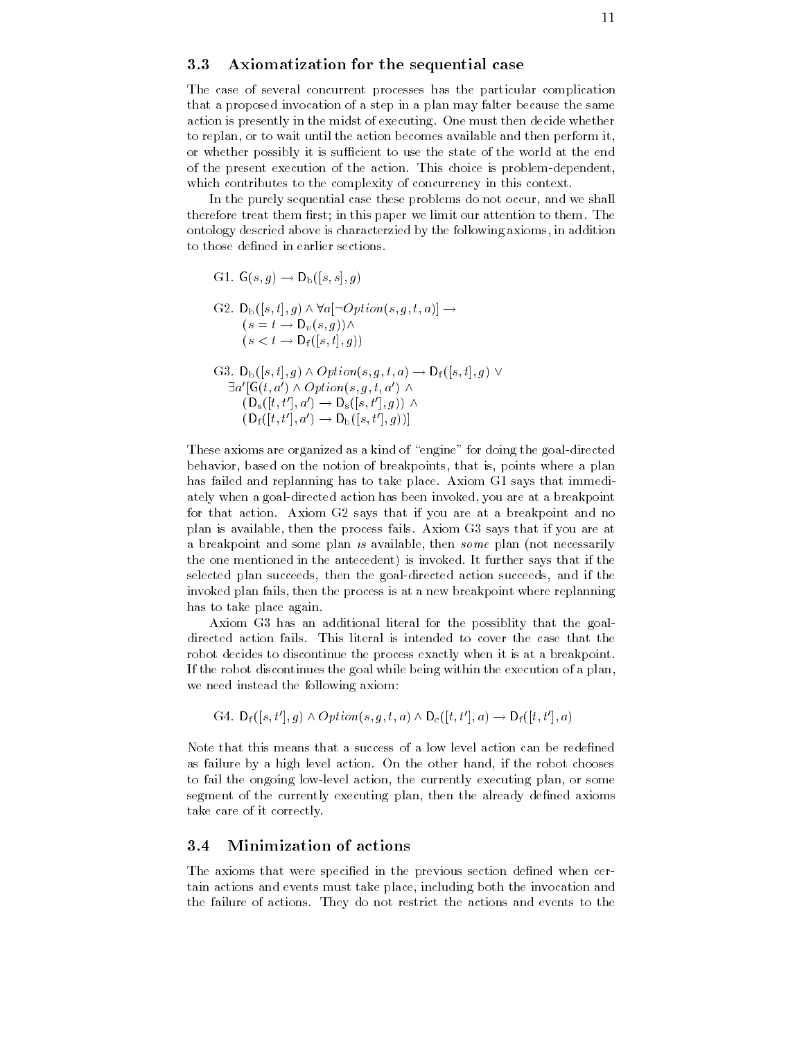### 3.3 Axiomatization for the sequential case

The case of several concurrent processes has the particular complication that a proposed invocation of a step in a plan may falter because the same action is presently in the midst of executing. One must then decide whether to replan, or to wait until the action becomes available and then perform it, or whether possibly it is sufficient to use the state of the world at the end of the present execution of the action. This choice is problem-dependent, which contributes to the complexity of concurrency in this context.

In the purely sequential case these problems do not occur, and we shall therefore treat them first; in this paper we limit our attention to them. The ontology descried above is characterzied by the following axioms, in addition to those defined in earlier sections.

G1. $\mathsf{G}(s,g) \rightarrow \mathsf{D}_{\mathrm{b}}([s,s],g)$

G2. $\mathsf{D}_{\mathrm{b}}([s,t],g) \wedge \forall a[\neg Option(s,g,t,a)] \rightarrow$
$(s = t \rightarrow \mathsf{D}_v(s,g)) \wedge$
$(s < t \rightarrow \mathsf{D}_{\mathrm{f}}([s,t],g))$

G3. $\mathsf{D}_{\mathrm{b}}([s,t],g) \wedge Option(s,g,t,a) \rightarrow \mathsf{D}_{\mathrm{f}}([s,t],g) \vee$
$\exists a'[\mathsf{G}(t,a') \wedge Option(s,g,t,a') \wedge$
$(\mathsf{D}_{\mathrm{s}}([t,t'],a') \rightarrow \mathsf{D}_{\mathrm{s}}([s,t'],g)) \wedge$
$(\mathsf{D}_{\mathrm{f}}([t,t'],a') \rightarrow \mathsf{D}_{\mathrm{b}}([s,t'],g))]$

These axioms are organized as a kind of "engine" for doing the goal-directed behavior, based on the notion of breakpoints, that is, points where a plan has failed and replanning has to take place. Axiom G1 says that immediately when a goal-directed action has been invoked, you are at a breakpoint for that action. Axiom G2 says that if you are at a breakpoint and no plan is available, then the process fails. Axiom G3 says that if you are at a breakpoint and some plan *is* available, then *some* plan (not necessarily the one mentioned in the antecedent) is invoked. It further says that if the selected plan succeeds, then the goal-directed action succeeds, and if the invoked plan fails, then the process is at a new breakpoint where replanning has to take place again.

Axiom G3 has an additional literal for the possiblity that the goal-directed action fails. This literal is intended to cover the case that the robot decides to discontinue the process exactly when it is at a breakpoint. If the robot discontinues the goal while being within the execution of a plan, we need instead the following axiom:

G4. $\mathsf{D}_{\mathrm{f}}([s,t'],g) \wedge Option(s,g,t,a) \wedge \mathsf{D}_c([t,t'],a) \rightarrow \mathsf{D}_{\mathrm{f}}([t,t'],a)$

Note that this means that a success of a low level action can be redefined as failure by a high level action. On the other hand, if the robot chooses to fail the ongoing low-level action, the currently executing plan, or some segment of the currently executing plan, then the already defined axioms take care of it correctly.

### 3.4 Minimization of actions

The axioms that were specified in the previous section defined when certain actions and events must take place, including both the invocation and the failure of actions. They do not restrict the actions and events to the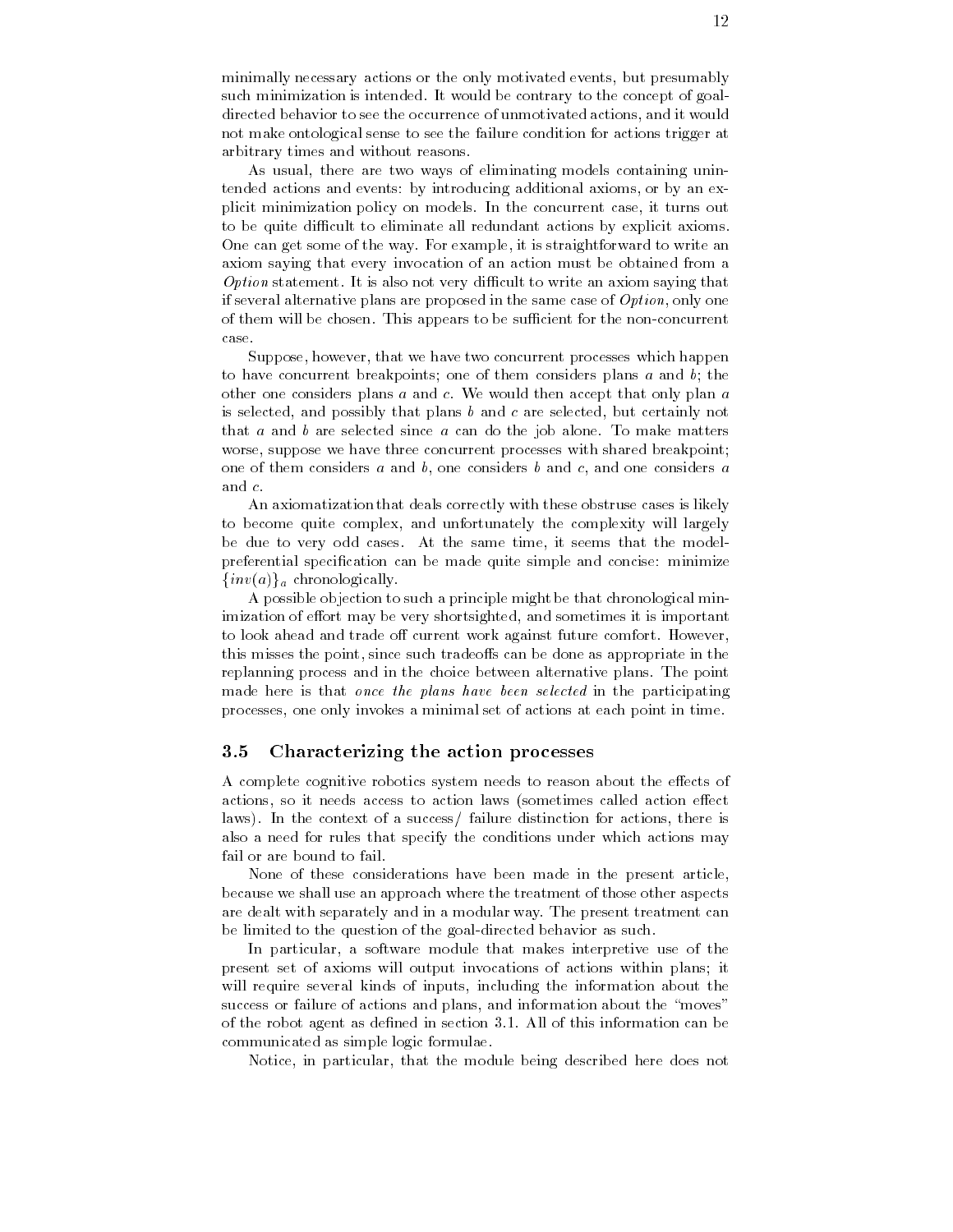minimally necessary actions or the only motivated events, but presumably such minimization is intended. It would be contrary to the concept of goal-directed behavior to see the occurrence of unmotivated actions, and it would not make ontological sense to see the failure condition for actions trigger at arbitrary times and without reasons.

As usual, there are two ways of eliminating models containing unintended actions and events: by introducing additional axioms, or by an explicit minimization policy on models. In the concurrent case, it turns out to be quite difficult to eliminate all redundant actions by explicit axioms. One can get some of the way. For example, it is straightforward to write an axiom saying that every invocation of an action must be obtained from a *Option* statement. It is also not very difficult to write an axiom saying that if several alternative plans are proposed in the same case of *Option*, only one of them will be chosen. This appears to be sufficient for the non-concurrent case.

Suppose, however, that we have two concurrent processes which happen to have concurrent breakpoints; one of them considers plans $a$ and $b$; the other one considers plans $a$ and $c$. We would then accept that only plan $a$ is selected, and possibly that plans $b$ and $c$ are selected, but certainly not that $a$ and $b$ are selected since $a$ can do the job alone. To make matters worse, suppose we have three concurrent processes with shared breakpoint; one of them considers $a$ and $b$, one considers $b$ and $c$, and one considers $a$ and $c$.

An axiomatization that deals correctly with these obstruse cases is likely to become quite complex, and unfortunately the complexity will largely be due to very odd cases. At the same time, it seems that the model-preferential specification can be made quite simple and concise: minimize $\{inv(a)\}_a$ chronologically.

A possible objection to such a principle might be that chronological minimization of effort may be very shortsighted, and sometimes it is important to look ahead and trade off current work against future comfort. However, this misses the point, since such tradeoffs can be done as appropriate in the replanning process and in the choice between alternative plans. The point made here is that *once the plans have been selected* in the participating processes, one only invokes a minimal set of actions at each point in time.

## 3.5 Characterizing the action processes

A complete cognitive robotics system needs to reason about the effects of actions, so it needs access to action laws (sometimes called action effect laws). In the context of a success/ failure distinction for actions, there is also a need for rules that specify the conditions under which actions may fail or are bound to fail.

None of these considerations have been made in the present article, because we shall use an approach where the treatment of those other aspects are dealt with separately and in a modular way. The present treatment can be limited to the question of the goal-directed behavior as such.

In particular, a software module that makes interpretive use of the present set of axioms will output invocations of actions within plans; it will require several kinds of inputs, including the information about the success or failure of actions and plans, and information about the "moves" of the robot agent as defined in section 3.1. All of this information can be communicated as simple logic formulae.

Notice, in particular, that the module being described here does not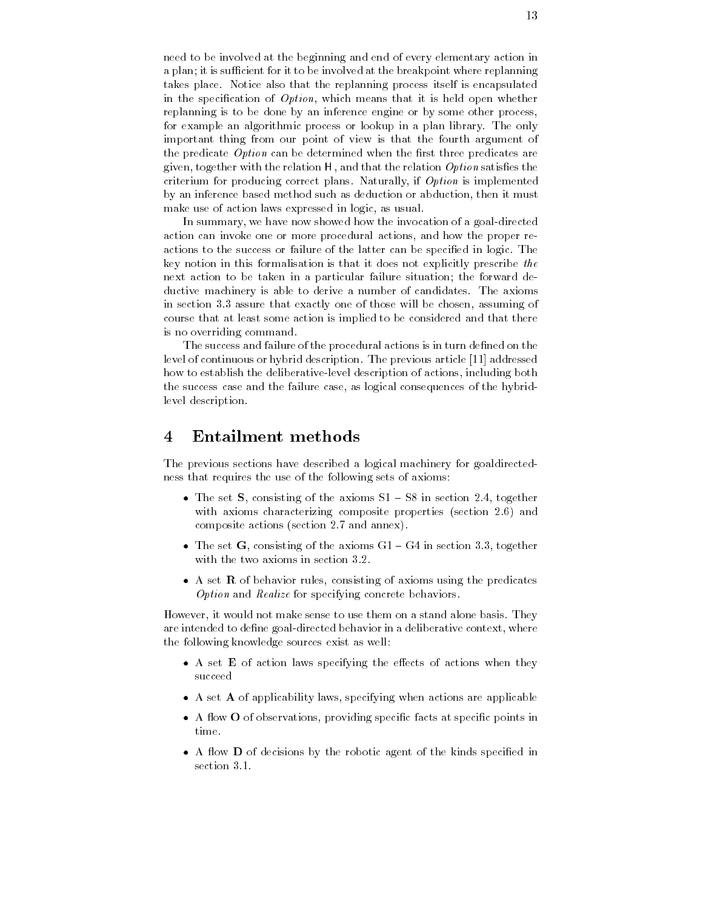need to be involved at the beginning and end of every elementary action in a plan; it is sufficient for it to be involved at the breakpoint where replanning takes place. Notice also that the replanning process itself is encapsulated in the specification of *Option*, which means that it is held open whether replanning is to be done by an inference engine or by some other process, for example an algorithmic process or lookup in a plan library. The only important thing from our point of view is that the fourth argument of the predicate *Option* can be determined when the first three predicates are given, together with the relation H, and that the relation *Option* satisfies the criterium for producing correct plans. Naturally, if *Option* is implemented by an inference based method such as deduction or abduction, then it must make use of action laws expressed in logic, as usual.

In summary, we have now showed how the invocation of a goal-directed action can invoke one or more procedural actions, and how the proper reactions to the success or failure of the latter can be specified in logic. The key notion in this formalisation is that it does not explicitly prescribe *the* next action to be taken in a particular failure situation; the forward deductive machinery is able to derive a number of candidates. The axioms in section 3.3 assure that exactly one of those will be chosen, assuming of course that at least some action is implied to be considered and that there is no overriding command.

The success and failure of the procedural actions is in turn defined on the level of continuous or hybrid description. The previous article [11] addressed how to establish the deliberative-level description of actions, including both the success case and the failure case, as logical consequences of the hybrid-level description.

# 4 Entailment methods

The previous sections have described a logical machinery for goaldirectedness that requires the use of the following sets of axioms:

- The set **S**, consisting of the axioms S1 – S8 in section 2.4, together with axioms characterizing composite properties (section 2.6) and composite actions (section 2.7 and annex).
- The set **G**, consisting of the axioms G1 – G4 in section 3.3, together with the two axioms in section 3.2.
- A set **R** of behavior rules, consisting of axioms using the predicates *Option* and *Realize* for specifying concrete behaviors.

However, it would not make sense to use them on a stand alone basis. They are intended to define goal-directed behavior in a deliberative context, where the following knowledge sources exist as well:

- A set **E** of action laws specifying the effects of actions when they succeed
- A set **A** of applicability laws, specifying when actions are applicable
- A flow **O** of observations, providing specific facts at specific points in time.
- A flow **D** of decisions by the robotic agent of the kinds specified in section 3.1.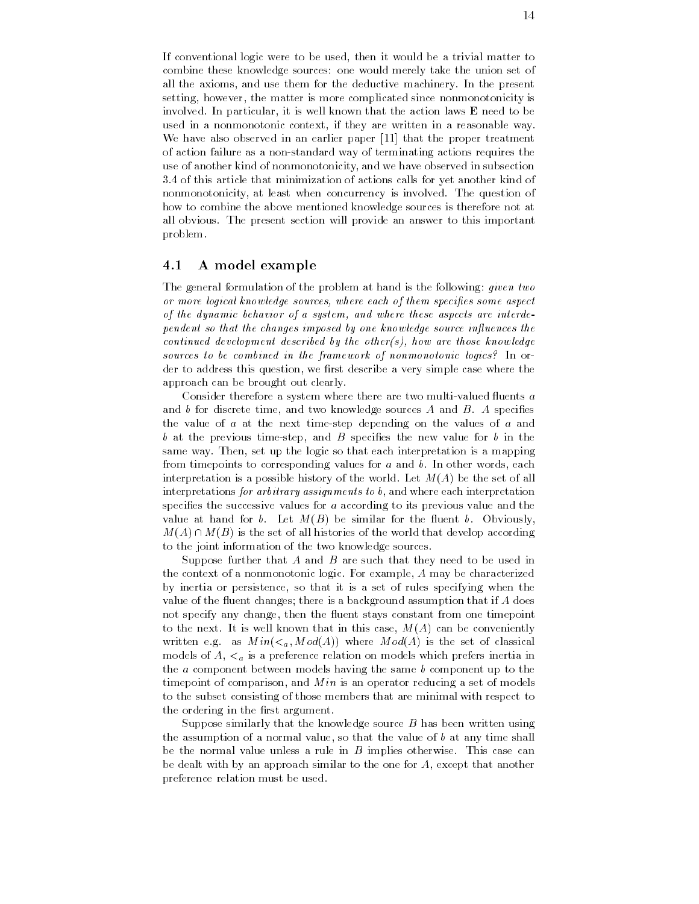If conventional logic were to be used, then it would be a trivial matter to combine these knowledge sources: one would merely take the union set of all the axioms, and use them for the deductive machinery. In the present setting, however, the matter is more complicated since nonmonotonicity is involved. In particular, it is well known that the action laws **E** need to be used in a nonmonotonic context, if they are written in a reasonable way. We have also observed in an earlier paper [11] that the proper treatment of action failure as a non-standard way of terminating actions requires the use of another kind of nonmonotonicity, and we have observed in subsection 3.4 of this article that minimization of actions calls for yet another kind of nonmonotonicity, at least when concurrency is involved. The question of how to combine the above mentioned knowledge sources is therefore not at all obvious. The present section will provide an answer to this important problem.

## 4.1 A model example

The general formulation of the problem at hand is the following: *given two or more logical knowledge sources, where each of them specifies some aspect of the dynamic behavior of a system, and where these aspects are interdependent so that the changes imposed by one knowledge source influences the continued development described by the other(s), how are those knowledge sources to be combined in the framework of nonmonotonic logics?* In order to address this question, we first describe a very simple case where the approach can be brought out clearly.

Consider therefore a system where there are two multi-valued fluents $a$ and $b$ for discrete time, and two knowledge sources $A$ and $B$. $A$ specifies the value of $a$ at the next time-step depending on the values of $a$ and $b$ at the previous time-step, and $B$ specifies the new value for $b$ in the same way. Then, set up the logic so that each interpretation is a mapping from timepoints to corresponding values for $a$ and $b$. In other words, each interpretation is a possible history of the world. Let $M(A)$ be the set of all interpretations *for arbitrary assignments to* $b$, and where each interpretation specifies the successive values for $a$ according to its previous value and the value at hand for $b$. Let $M(B)$ be similar for the fluent $b$. Obviously, $M(A) \cap M(B)$ is the set of all histories of the world that develop according to the joint information of the two knowledge sources.

Suppose further that $A$ and $B$ are such that they need to be used in the context of a nonmonotonic logic. For example, $A$ may be characterized by inertia or persistence, so that it is a set of rules specifying when the value of the fluent changes; there is a background assumption that if $A$ does not specify any change, then the fluent stays constant from one timepoint to the next. It is well known that in this case, $M(A)$ can be conveniently written e.g. as $Min(<_a, Mod(A))$ where $Mod(A)$ is the set of classical models of $A$, $<_a$ is a preference relation on models which prefers inertia in the $a$ component between models having the same $b$ component up to the timepoint of comparison, and $Min$ is an operator reducing a set of models to the subset consisting of those members that are minimal with respect to the ordering in the first argument.

Suppose similarly that the knowledge source $B$ has been written using the assumption of a normal value, so that the value of $b$ at any time shall be the normal value unless a rule in $B$ implies otherwise. This case can be dealt with by an approach similar to the one for $A$, except that another preference relation must be used.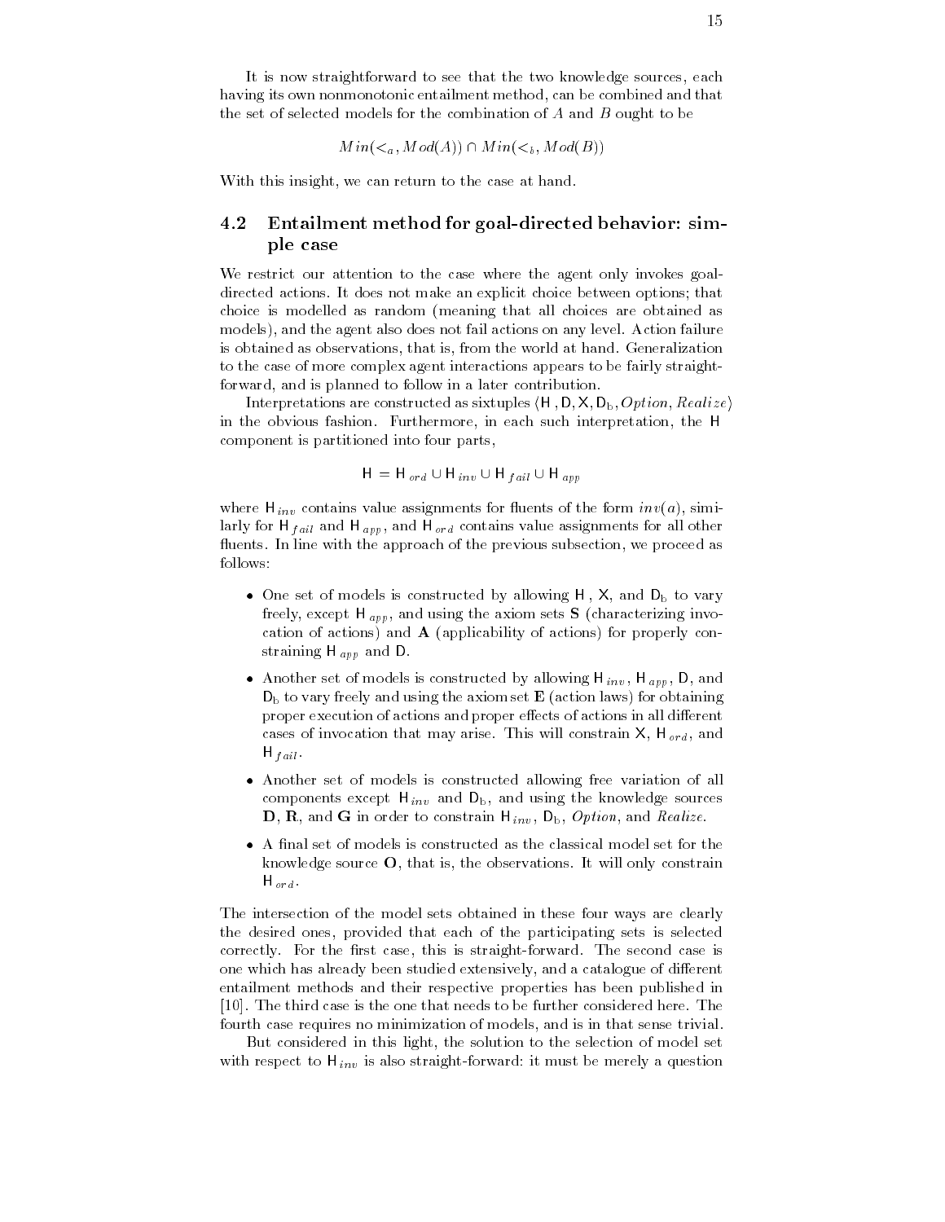It is now straightforward to see that the two knowledge sources, each having its own nonmonotonic entailment method, can be combined and that the set of selected models for the combination of $A$ and $B$ ought to be

$$Min(<_a, Mod(A)) \cap Min(<_b, Mod(B))$$

With this insight, we can return to the case at hand.

## 4.2 Entailment method for goal-directed behavior: simple case

We restrict our attention to the case where the agent only invokes goal-directed actions. It does not make an explicit choice between options; that choice is modelled as random (meaning that all choices are obtained as models), and the agent also does not fail actions on any level. Action failure is obtained as observations, that is, from the world at hand. Generalization to the case of more complex agent interactions appears to be fairly straight-forward, and is planned to follow in a later contribution.

Interpretations are constructed as sixtuples $\langle \mathsf{H}, \mathsf{D}, \mathsf{X}, \mathsf{D_b}, Option, Realize \rangle$ in the obvious fashion. Furthermore, in each such interpretation, the $\mathsf{H}$ component is partitioned into four parts,

$$\mathsf{H} = \mathsf{H}_{ord} \cup \mathsf{H}_{inv} \cup \mathsf{H}_{fail} \cup \mathsf{H}_{app}$$

where $\mathsf{H}_{inv}$ contains value assignments for fluents of the form $inv(a)$, similarly for $\mathsf{H}_{fail}$ and $\mathsf{H}_{app}$, and $\mathsf{H}_{ord}$ contains value assignments for all other fluents. In line with the approach of the previous subsection, we proceed as follows:

- One set of models is constructed by allowing $\mathsf{H}$, $\mathsf{X}$, and $\mathsf{D_b}$ to vary freely, except $\mathsf{H}_{app}$, and using the axiom sets **S** (characterizing invocation of actions) and **A** (applicability of actions) for properly constraining $\mathsf{H}_{app}$ and $\mathsf{D}$.
- Another set of models is constructed by allowing $\mathsf{H}_{inv}$, $\mathsf{H}_{app}$, $\mathsf{D}$, and $\mathsf{D_b}$ to vary freely and using the axiom set **E** (action laws) for obtaining proper execution of actions and proper effects of actions in all different cases of invocation that may arise. This will constrain $\mathsf{X}$, $\mathsf{H}_{ord}$, and $\mathsf{H}_{fail}$.
- Another set of models is constructed allowing free variation of all components except $\mathsf{H}_{inv}$ and $\mathsf{D_b}$, and using the knowledge sources **D**, **R**, and **G** in order to constrain $\mathsf{H}_{inv}$, $\mathsf{D_b}$, *Option*, and *Realize*.
- A final set of models is constructed as the classical model set for the knowledge source **O**, that is, the observations. It will only constrain $\mathsf{H}_{ord}$.

The intersection of the model sets obtained in these four ways are clearly the desired ones, provided that each of the participating sets is selected correctly. For the first case, this is straight-forward. The second case is one which has already been studied extensively, and a catalogue of different entailment methods and their respective properties has been published in [10]. The third case is the one that needs to be further considered here. The fourth case requires no minimization of models, and is in that sense trivial.

But considered in this light, the solution to the selection of model set with respect to $\mathsf{H}_{inv}$ is also straight-forward: it must be merely a question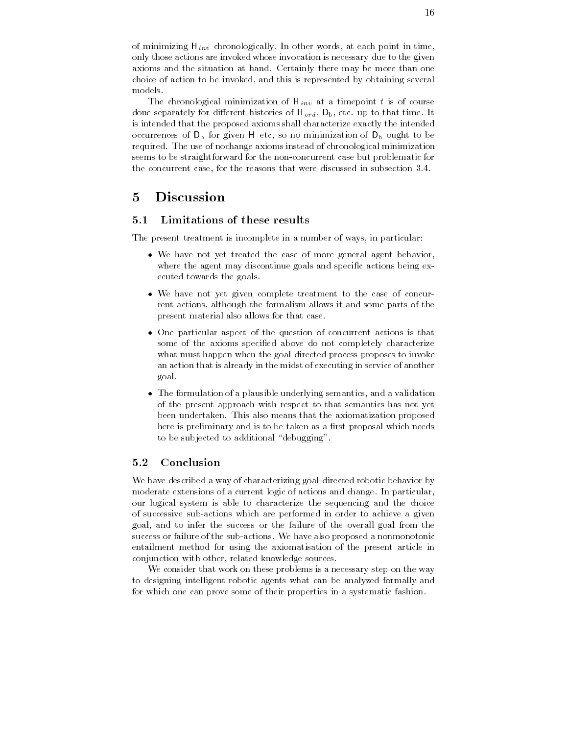of minimizing $\mathsf{H}_{inv}$ chronologically. In other words, at each point in time, only those actions are invoked whose invocation is necessary due to the given axioms and the situation at hand. Certainly there may be more than one choice of action to be invoked, and this is represented by obtaining several models.

The chronological minimization of $\mathsf{H}_{inv}$ at a timepoint $t$ is of course done separately for different histories of $\mathsf{H}_{ord}$, $\mathsf{D}_b$, etc. up to that time. It is intended that the proposed axioms shall characterize exactly the intended occurrences of $\mathsf{D}_b$ for given $\mathsf{H}$ etc, so no minimization of $\mathsf{D}_b$ ought to be required. The use of nochange axioms instead of chronological minimization seems to be straightforward for the non-concurrent case but problematic for the concurrent case, for the reasons that were discussed in subsection 3.4.

# 5 Discussion

## 5.1 Limitations of these results

The present treatment is incomplete in a number of ways, in particular:

- We have not yet treated the case of more general agent behavior, where the agent may discontinue goals and specific actions being executed towards the goals.
- We have not yet given complete treatment to the case of concurrent actions, although the formalism allows it and some parts of the present material also allows for that case.
- One particular aspect of the question of concurrent actions is that some of the axioms specified above do not completely characterize what must happen when the goal-directed process proposes to invoke an action that is already in the midst of executing in service of another goal.
- The formulation of a plausible underlying semantics, and a validation of the present approach with respect to that semantics has not yet been undertaken. This also means that the axiomatization proposed here is preliminary and is to be taken as a first proposal which needs to be subjected to additional "debugging".

## 5.2 Conclusion

We have described a way of characterizing goal-directed robotic behavior by moderate extensions of a current logic of actions and change. In particular, our logical system is able to characterize the sequencing and the choice of successive sub-actions which are performed in order to achieve a given goal, and to infer the success or the failure of the overall goal from the success or failure of the sub-actions. We have also proposed a nonmonotonic entailment method for using the axiomatisation of the present article in conjunction with other, related knowledge sources.

We consider that work on these problems is a necessary step on the way to designing intelligent robotic agents what can be analyzed formally and for which one can prove some of their properties in a systematic fashion.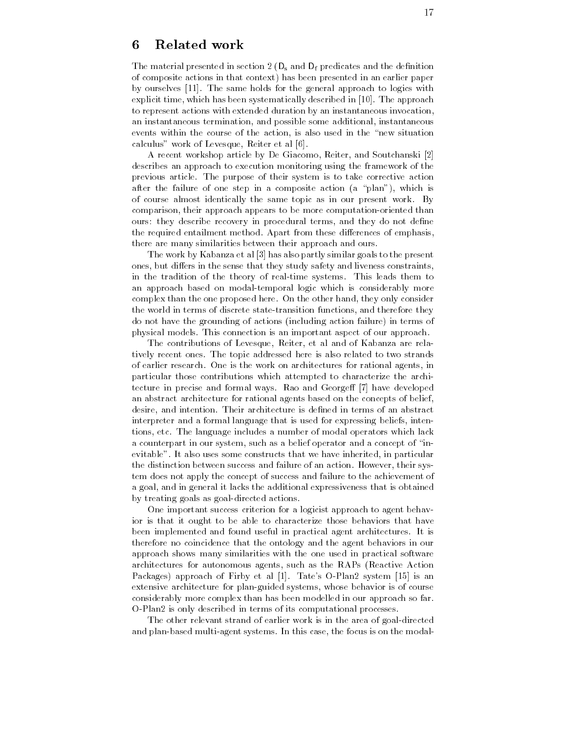## 6 Related work

The material presented in section 2 ($D_s$ and $D_f$ predicates and the definition of composite actions in that context) has been presented in an earlier paper by ourselves [11]. The same holds for the general approach to logics with explicit time, which has been systematically described in [10]. The approach to represent actions with extended duration by an instantaneous invocation, an instantaneous termination, and possible some additional, instantaneous events within the course of the action, is also used in the "new situation calculus" work of Levesque, Reiter et al [6].

A recent workshop article by De Giacomo, Reiter, and Soutchanski [2] describes an approach to execution monitoring using the framework of the previous article. The purpose of their system is to take corrective action after the failure of one step in a composite action (a "plan"), which is of course almost identically the same topic as in our present work. By comparison, their approach appears to be more computation-oriented than ours: they describe recovery in procedural terms, and they do not define the required entailment method. Apart from these differences of emphasis, there are many similarities between their approach and ours.

The work by Kabanza et al [3] has also partly similar goals to the present ones, but differs in the sense that they study safety and liveness constraints, in the tradition of the theory of real-time systems. This leads them to an approach based on modal-temporal logic which is considerably more complex than the one proposed here. On the other hand, they only consider the world in terms of discrete state-transition functions, and therefore they do not have the grounding of actions (including action failure) in terms of physical models. This connection is an important aspect of our approach.

The contributions of Levesque, Reiter, et al and of Kabanza are relatively recent ones. The topic addressed here is also related to two strands of earlier research. One is the work on architectures for rational agents, in particular those contributions which attempted to characterize the architecture in precise and formal ways. Rao and Georgeff [7] have developed an abstract architecture for rational agents based on the concepts of belief, desire, and intention. Their architecture is defined in terms of an abstract interpreter and a formal language that is used for expressing beliefs, intentions, etc. The language includes a number of modal operators which lack a counterpart in our system, such as a belief operator and a concept of "inevitable". It also uses some constructs that we have inherited, in particular the distinction between success and failure of an action. However, their system does not apply the concept of success and failure to the achievement of a goal, and in general it lacks the additional expressiveness that is obtained by treating goals as goal-directed actions.

One important success criterion for a logicist approach to agent behavior is that it ought to be able to characterize those behaviors that have been implemented and found useful in practical agent architectures. It is therefore no coincidence that the ontology and the agent behaviors in our approach shows many similarities with the one used in practical software architectures for autonomous agents, such as the RAPs (Reactive Action Packages) approach of Firby et al [1]. Tate's O-Plan2 system [15] is an extensive architecture for plan-guided systems, whose behavior is of course considerably more complex than has been modelled in our approach so far. O-Plan2 is only described in terms of its computational processes.

The other relevant strand of earlier work is in the area of goal-directed and plan-based multi-agent systems. In this case, the focus is on the modal-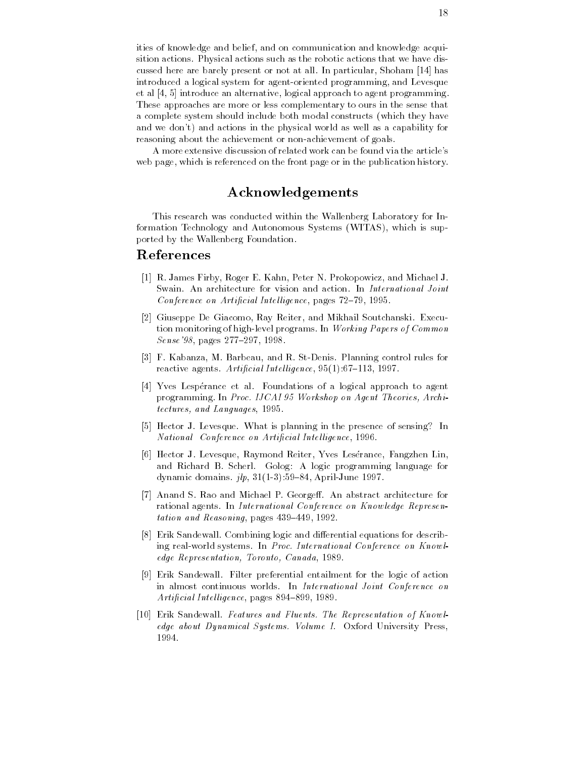ities of knowledge and belief, and on communication and knowledge acquisition actions. Physical actions such as the robotic actions that we have discussed here are barely present or not at all. In particular, Shoham [14] has introduced a logical system for agent-oriented programming, and Levesque et al [4, 5] introduce an alternative, logical approach to agent programming. These approaches are more or less complementary to ours in the sense that a complete system should include both modal constructs (which they have and we don't) and actions in the physical world as well as a capability for reasoning about the achievement or non-achievement of goals.

A more extensive discussion of related work can be found via the article's web page, which is referenced on the front page or in the publication history.

## Acknowledgements

This research was conducted within the Wallenberg Laboratory for Information Technology and Autonomous Systems (WITAS), which is supported by the Wallenberg Foundation.

## References

[1] R. James Firby, Roger E. Kahn, Peter N. Prokopowicz, and Michael J. Swain. An architecture for vision and action. In *International Joint Conference on Artificial Intelligence*, pages 72–79, 1995.

[2] Giuseppe De Giacomo, Ray Reiter, and Mikhail Soutchanski. Execution monitoring of high-level programs. In *Working Papers of Common Sense'98*, pages 277–297, 1998.

[3] F. Kabanza, M. Barbeau, and R. St-Denis. Planning control rules for reactive agents. *Artificial Intelligence*, 95(1):67–113, 1997.

[4] Yves Lespérance et al. Foundations of a logical approach to agent programming. In *Proc. IJCAI 95 Workshop on Agent Theories, Architectures, and Languages*, 1995.

[5] Hector J. Levesque. What is planning in the presence of sensing? In *National Conference on Artificial Intelligence*, 1996.

[6] Hector J. Levesque, Raymond Reiter, Yves Lesérance, Fangzhen Lin, and Richard B. Scherl. Golog: A logic programming language for dynamic domains. *jlp*, 31(1-3):59–84, April-June 1997.

[7] Anand S. Rao and Michael P. Georgeff. An abstract architecture for rational agents. In *International Conference on Knowledge Representation and Reasoning*, pages 439–449, 1992.

[8] Erik Sandewall. Combining logic and differential equations for describing real-world systems. In *Proc. International Conference on Knowledge Representation, Toronto, Canada*, 1989.

[9] Erik Sandewall. Filter preferential entailment for the logic of action in almost continuous worlds. In *International Joint Conference on Artificial Intelligence*, pages 894–899, 1989.

[10] Erik Sandewall. *Features and Fluents. The Representation of Knowledge about Dynamical Systems. Volume I.* Oxford University Press, 1994.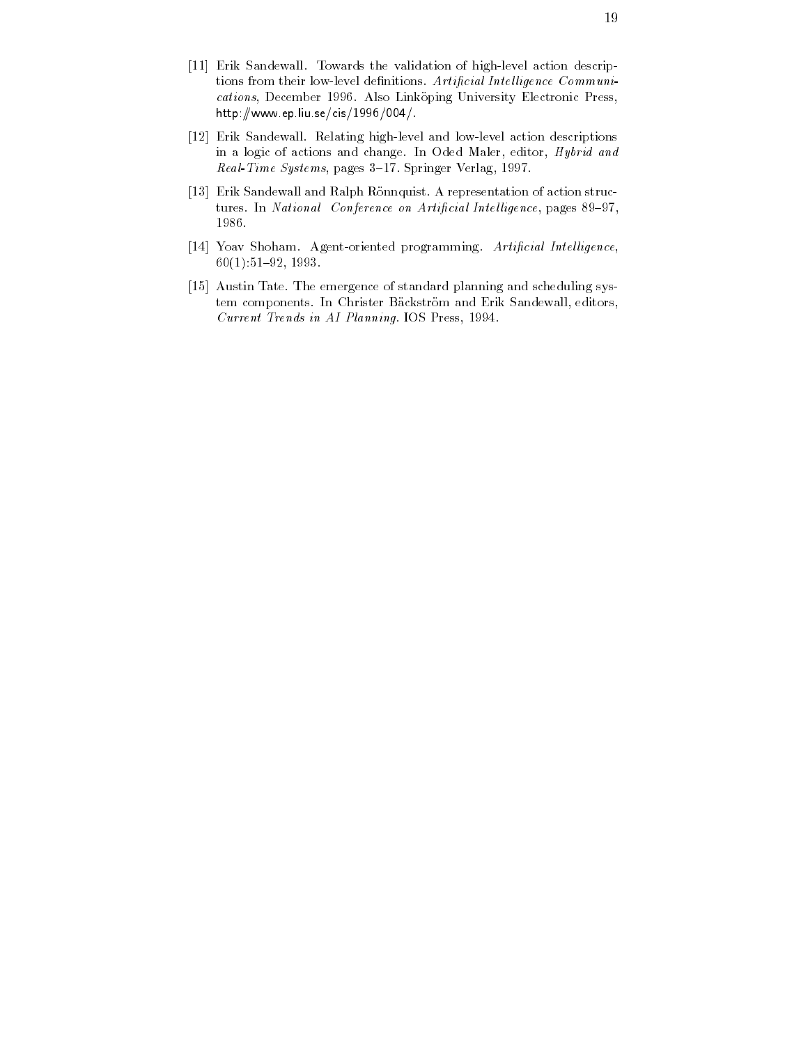[11] Erik Sandewall. Towards the validation of high-level action descriptions from their low-level definitions. *Artificial Intelligence Communications*, December 1996. Also Linköping University Electronic Press, http://www.ep.liu.se/cis/1996/004/.

[12] Erik Sandewall. Relating high-level and low-level action descriptions in a logic of actions and change. In Oded Maler, editor, *Hybrid and Real-Time Systems*, pages 3–17. Springer Verlag, 1997.

[13] Erik Sandewall and Ralph Rönnquist. A representation of action structures. In *National Conference on Artificial Intelligence*, pages 89–97, 1986.

[14] Yoav Shoham. Agent-oriented programming. *Artificial Intelligence*, 60(1):51–92, 1993.

[15] Austin Tate. The emergence of standard planning and scheduling system components. In Christer Bäckström and Erik Sandewall, editors, *Current Trends in AI Planning*. IOS Press, 1994.